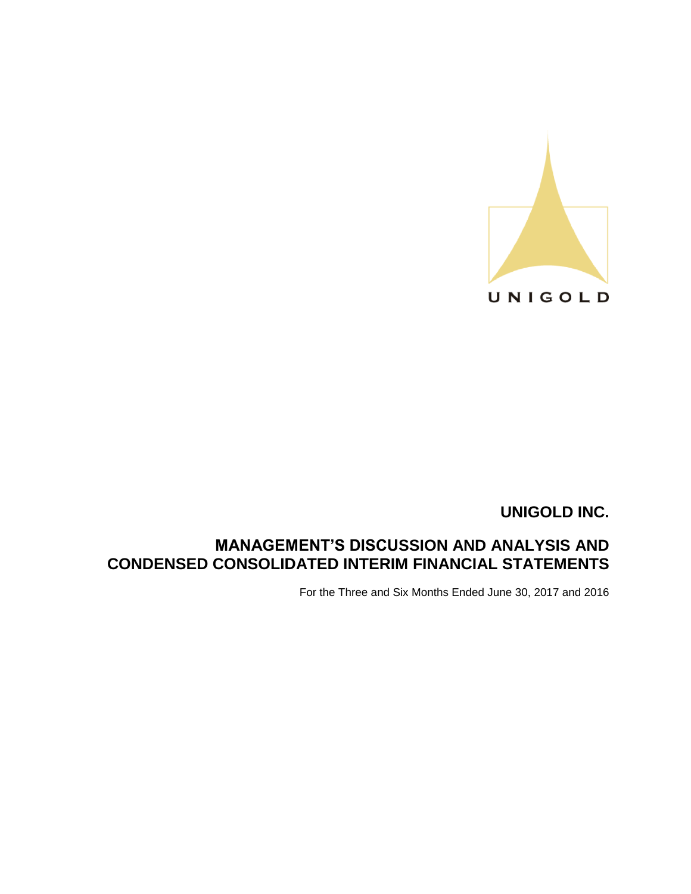UNIGOLD

# UNIGOLD INC.

## MANAGEMENT'S DISCUSSION AND ANALYSIS AND CONDENSED CONSOLIDATED INTERIM FINANCIAL STATEMENTS

For the Three and Six Months Ended June 30, 2017 and 2016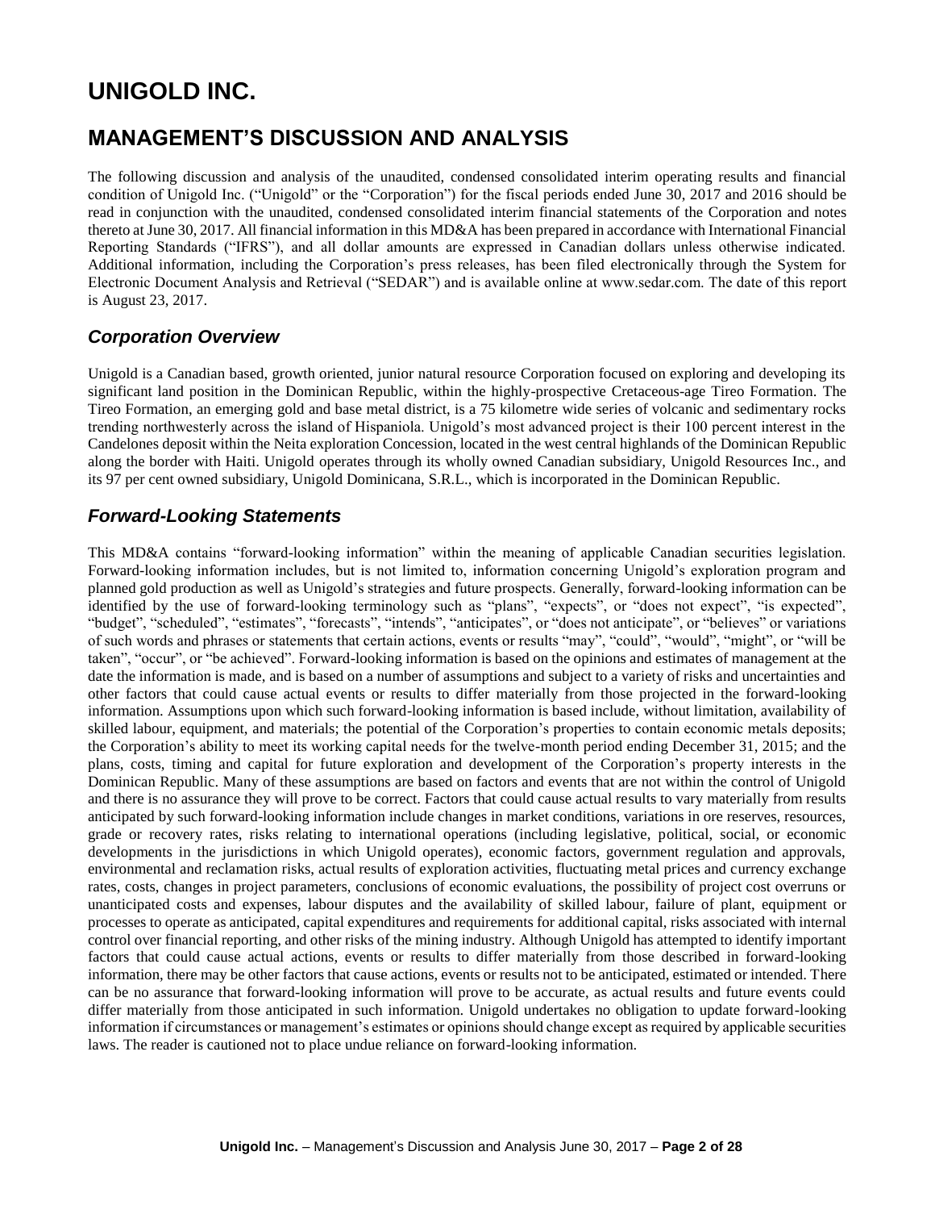# UNIGOLD INC.

## MANAGEMENT'S DISCUSSION AND ANALYSIS

The following discussion and analysis of the unaudited, condensed consolidated interim operating results and financial condition of Unigold Inc. ("Unigold" or the "Corporation") for the fiscal periods ended June 30, 2017 and 2016 should be read in conjunction with the unaudited, condensed consolidated interim financial statements of the Corporation and notes thereto at June 30, 2017. All financial information in this MD&A has been prepared in accordance with International Financial Reporting Standards ("IFRS"), and all dollar amounts are expressed in Canadian dollars unless otherwise indicated. Additional information, including the Corporation's press releases, has been filed electronically through the System for Electronic Document Analysis and Retrieval ("SEDAR") and is available online at www.sedar.com. The date of this report is August 23, 2017.

### *Corporation Overview*

Unigold is a Canadian based, growth oriented, junior natural resource Corporation focused on exploring and developing its significant land position in the Dominican Republic, within the highly-prospective Cretaceous-age Tireo Formation. The Tireo Formation, an emerging gold and base metal district, is a 75 kilometre wide series of volcanic and sedimentary rocks trending northwesterly across the island of Hispaniola. Unigold's most advanced project is their 100 percent interest in the Candelones deposit within the Neita exploration Concession, located in the west central highlands of the Dominican Republic along the border with Haiti. Unigold operates through its wholly owned Canadian subsidiary, Unigold Resources Inc., and its 97 per cent owned subsidiary, Unigold Dominicana, S.R.L., which is incorporated in the Dominican Republic.

### *Forward-Looking Statements*

This MD&A contains "forward-looking information" within the meaning of applicable Canadian securities legislation. Forward-looking information includes, but is not limited to, information concerning Unigold's exploration program and planned gold production as well as Unigold's strategies and future prospects. Generally, forward-looking information can be identified by the use of forward-looking terminology such as "plans", "expects", or "does not expect", "is expected", "budget", "scheduled", "estimates", "forecasts", "intends", "anticipates", or "does not anticipate", or "believes" or variations of such words and phrases or statements that certain actions, events or results "may", "could", "would", "might", or "will be taken", "occur", or "be achieved". Forward-looking information is based on the opinions and estimates of management at the date the information is made, and is based on a number of assumptions and subject to a variety of risks and uncertainties and other factors that could cause actual events or results to differ materially from those projected in the forward-looking information. Assumptions upon which such forward-looking information is based include, without limitation, availability of skilled labour, equipment, and materials; the potential of the Corporation's properties to contain economic metals deposits; the Corporation's ability to meet its working capital needs for the twelve-month period ending December 31, 2015; and the plans, costs, timing and capital for future exploration and development of the Corporation's property interests in the Dominican Republic. Many of these assumptions are based on factors and events that are not within the control of Unigold and there is no assurance they will prove to be correct. Factors that could cause actual results to vary materially from results anticipated by such forward-looking information include changes in market conditions, variations in ore reserves, resources, grade or recovery rates, risks relating to international operations (including legislative, political, social, or economic developments in the jurisdictions in which Unigold operates), economic factors, government regulation and approvals, environmental and reclamation risks, actual results of exploration activities, fluctuating metal prices and currency exchange rates, costs, changes in project parameters, conclusions of economic evaluations, the possibility of project cost overruns or unanticipated costs and expenses, labour disputes and the availability of skilled labour, failure of plant, equipment or processes to operate as anticipated, capital expenditures and requirements for additional capital, risks associated with internal control over financial reporting, and other risks of the mining industry. Although Unigold has attempted to identify important factors that could cause actual actions, events or results to differ materially from those described in forward-looking information, there may be other factors that cause actions, events or results not to be anticipated, estimated or intended. There can be no assurance that forward-looking information will prove to be accurate, as actual results and future events could differ materially from those anticipated in such information. Unigold undertakes no obligation to update forward-looking information if circumstances or management's estimates or opinions should change except as required by applicable securities laws. The reader is cautioned not to place undue reliance on forward-looking information.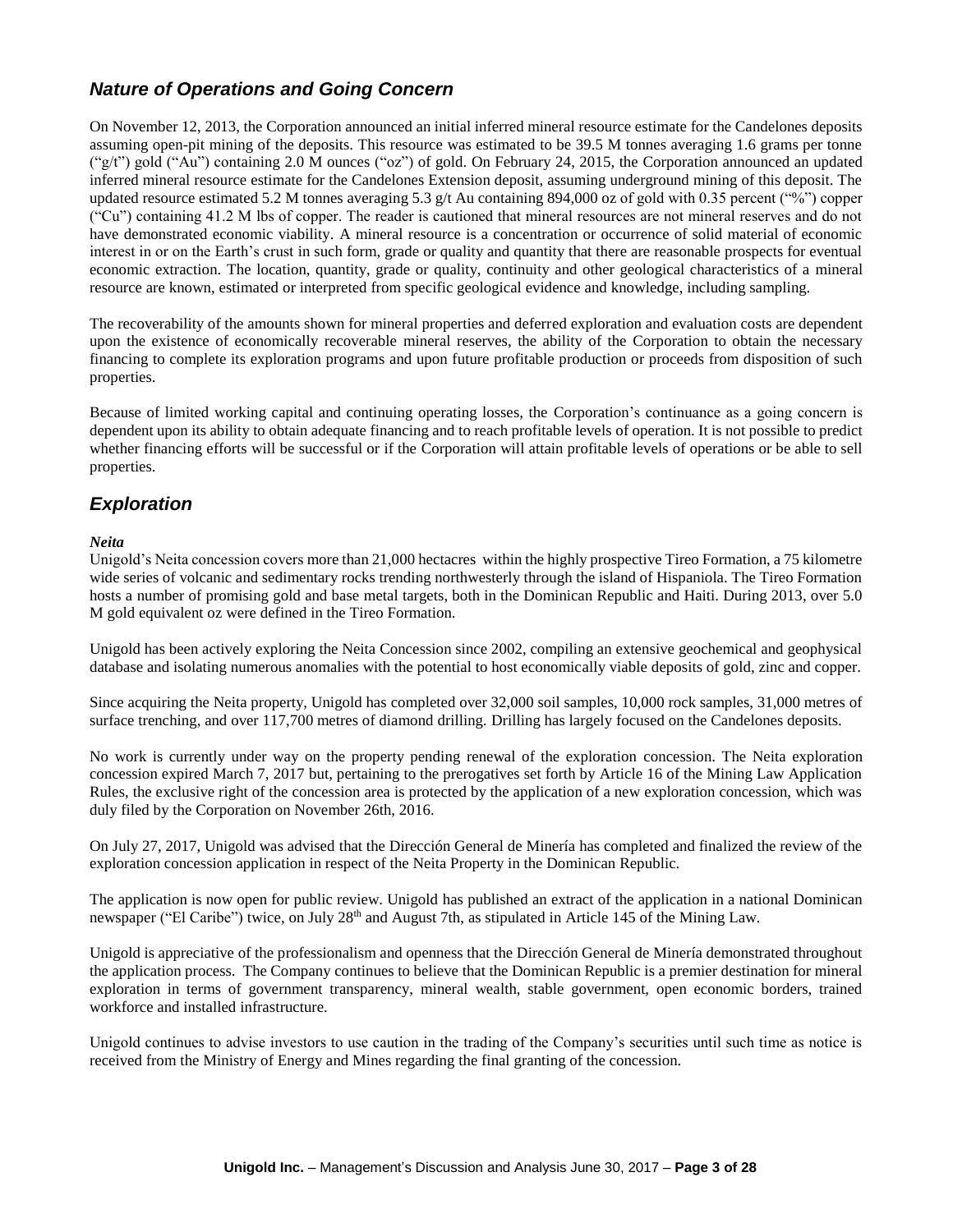## *Nature of Operations and Going Concern*

On November 12, 2013, the Corporation announced an initial inferred mineral resource estimate for the Candelones deposits assuming open-pit mining of the deposits. This resource was estimated to be 39.5 M tonnes averaging 1.6 grams per tonne ("g/t") gold ("Au") containing 2.0 M ounces ("oz") of gold. On February 24, 2015, the Corporation announced an updated inferred mineral resource estimate for the Candelones Extension deposit, assuming underground mining of this deposit. The updated resource estimated 5.2 M tonnes averaging 5.3 g/t Au containing 894,000 oz of gold with 0.35 percent ("%") copper ("Cu") containing 41.2 M lbs of copper. The reader is cautioned that mineral resources are not mineral reserves and do not have demonstrated economic viability. A mineral resource is a concentration or occurrence of solid material of economic interest in or on the Earth's crust in such form, grade or quality and quantity that there are reasonable prospects for eventual economic extraction. The location, quantity, grade or quality, continuity and other geological characteristics of a mineral resource are known, estimated or interpreted from specific geological evidence and knowledge, including sampling.

The recoverability of the amounts shown for mineral properties and deferred exploration and evaluation costs are dependent upon the existence of economically recoverable mineral reserves, the ability of the Corporation to obtain the necessary financing to complete its exploration programs and upon future profitable production or proceeds from disposition of such properties.

Because of limited working capital and continuing operating losses, the Corporation's continuance as a going concern is dependent upon its ability to obtain adequate financing and to reach profitable levels of operation. It is not possible to predict whether financing efforts will be successful or if the Corporation will attain profitable levels of operations or be able to sell properties.

## *Exploration*

***Neita***

Unigold's Neita concession covers more than 21,000 hectacres within the highly prospective Tireo Formation, a 75 kilometre wide series of volcanic and sedimentary rocks trending northwesterly through the island of Hispaniola. The Tireo Formation hosts a number of promising gold and base metal targets, both in the Dominican Republic and Haiti. During 2013, over 5.0 M gold equivalent oz were defined in the Tireo Formation.

Unigold has been actively exploring the Neita Concession since 2002, compiling an extensive geochemical and geophysical database and isolating numerous anomalies with the potential to host economically viable deposits of gold, zinc and copper.

Since acquiring the Neita property, Unigold has completed over 32,000 soil samples, 10,000 rock samples, 31,000 metres of surface trenching, and over 117,700 metres of diamond drilling. Drilling has largely focused on the Candelones deposits.

No work is currently under way on the property pending renewal of the exploration concession. The Neita exploration concession expired March 7, 2017 but, pertaining to the prerogatives set forth by Article 16 of the Mining Law Application Rules, the exclusive right of the concession area is protected by the application of a new exploration concession, which was duly filed by the Corporation on November 26th, 2016.

On July 27, 2017, Unigold was advised that the Dirección General de Minería has completed and finalized the review of the exploration concession application in respect of the Neita Property in the Dominican Republic.

The application is now open for public review. Unigold has published an extract of the application in a national Dominican newspaper ("El Caribe") twice, on July 28th and August 7th, as stipulated in Article 145 of the Mining Law.

Unigold is appreciative of the professionalism and openness that the Dirección General de Minería demonstrated throughout the application process. The Company continues to believe that the Dominican Republic is a premier destination for mineral exploration in terms of government transparency, mineral wealth, stable government, open economic borders, trained workforce and installed infrastructure.

Unigold continues to advise investors to use caution in the trading of the Company's securities until such time as notice is received from the Ministry of Energy and Mines regarding the final granting of the concession.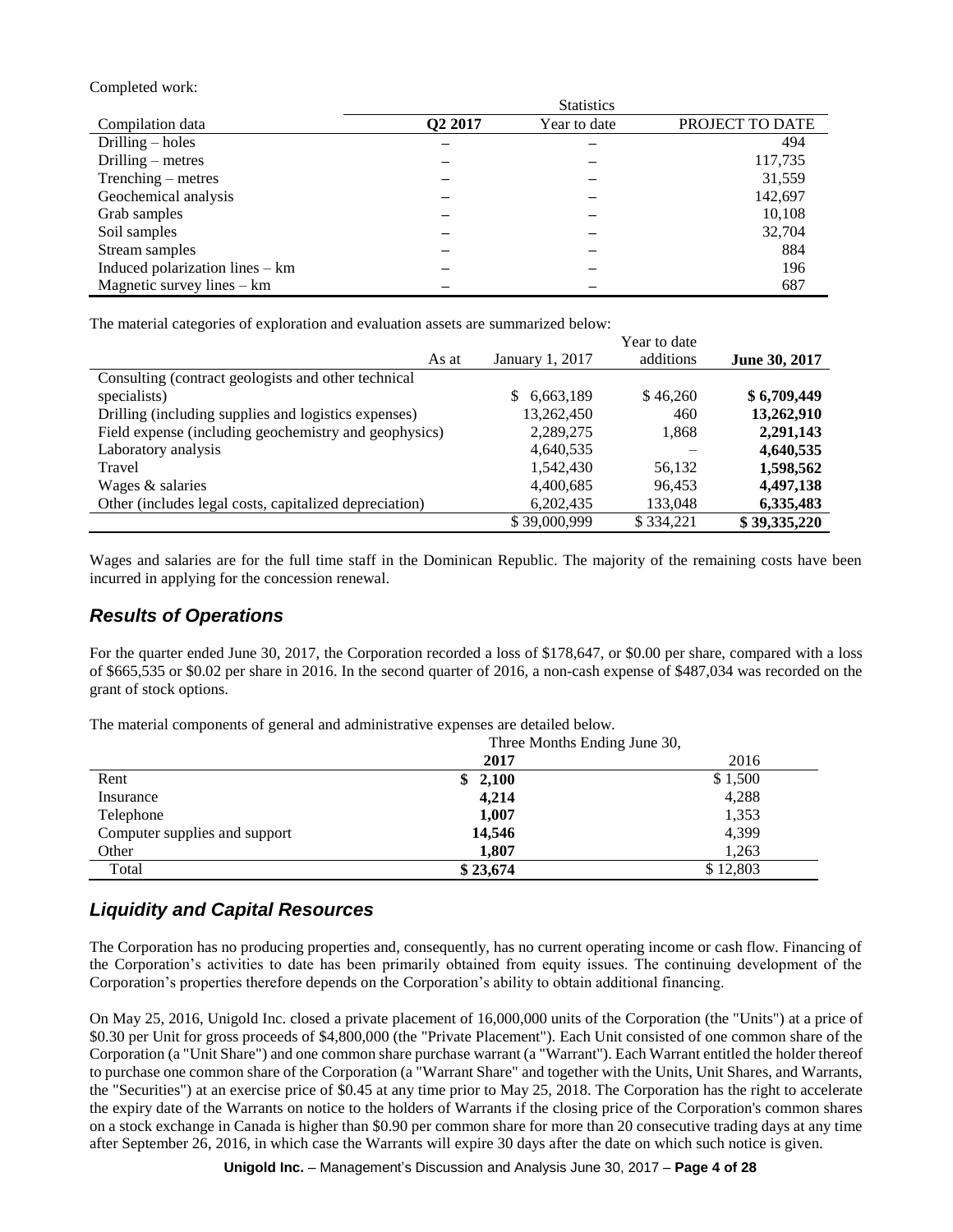Completed work:

| Compilation data | Statistics Q2 2017 | Year to date | PROJECT TO DATE |
|---|---|---|---|
| Drilling – holes | – | – | 494 |
| Drilling – metres | – | – | 117,735 |
| Trenching – metres | – | – | 31,559 |
| Geochemical analysis | – | – | 142,697 |
| Grab samples | – | – | 10,108 |
| Soil samples | – | – | 32,704 |
| Stream samples | – | – | 884 |
| Induced polarization lines – km | – | – | 196 |
| Magnetic survey lines – km | – | – | 687 |

The material categories of exploration and evaluation assets are summarized below:

| As at | January 1, 2017 | Year to date additions | **June 30, 2017** |
|---|---|---|---|
| Consulting (contract geologists and other technical specialists) | $ 6,663,189 | $ 46,260 | **$ 6,709,449** |
| Drilling (including supplies and logistics expenses) | 13,262,450 | 460 | **13,262,910** |
| Field expense (including geochemistry and geophysics) | 2,289,275 | 1,868 | **2,291,143** |
| Laboratory analysis | 4,640,535 | – | **4,640,535** |
| Travel | 1,542,430 | 56,132 | **1,598,562** |
| Wages & salaries | 4,400,685 | 96,453 | **4,497,138** |
| Other (includes legal costs, capitalized depreciation) | 6,202,435 | 133,048 | **6,335,483** |
| | $ 39,000,999 | $ 334,221 | **$ 39,335,220** |

Wages and salaries are for the full time staff in the Dominican Republic. The majority of the remaining costs have been incurred in applying for the concession renewal.

## *Results of Operations*

For the quarter ended June 30, 2017, the Corporation recorded a loss of $178,647, or $0.00 per share, compared with a loss of $665,535 or $0.02 per share in 2016. In the second quarter of 2016, a non-cash expense of $487,034 was recorded on the grant of stock options.

The material components of general and administrative expenses are detailed below.

| | Three Months Ending June 30, **2017** | 2016 |
|---|---|---|
| Rent | **$ 2,100** | $ 1,500 |
| Insurance | **4,214** | 4,288 |
| Telephone | **1,007** | 1,353 |
| Computer supplies and support | **14,546** | 4,399 |
| Other | **1,807** | 1,263 |
| Total | **$ 23,674** | $ 12,803 |

## *Liquidity and Capital Resources*

The Corporation has no producing properties and, consequently, has no current operating income or cash flow. Financing of the Corporation's activities to date has been primarily obtained from equity issues. The continuing development of the Corporation's properties therefore depends on the Corporation's ability to obtain additional financing.

On May 25, 2016, Unigold Inc. closed a private placement of 16,000,000 units of the Corporation (the "Units") at a price of $0.30 per Unit for gross proceeds of $4,800,000 (the "Private Placement"). Each Unit consisted of one common share of the Corporation (a "Unit Share") and one common share purchase warrant (a "Warrant"). Each Warrant entitled the holder thereof to purchase one common share of the Corporation (a "Warrant Share" and together with the Units, Unit Shares, and Warrants, the "Securities") at an exercise price of $0.45 at any time prior to May 25, 2018. The Corporation has the right to accelerate the expiry date of the Warrants on notice to the holders of Warrants if the closing price of the Corporation's common shares on a stock exchange in Canada is higher than $0.90 per common share for more than 20 consecutive trading days at any time after September 26, 2016, in which case the Warrants will expire 30 days after the date on which such notice is given.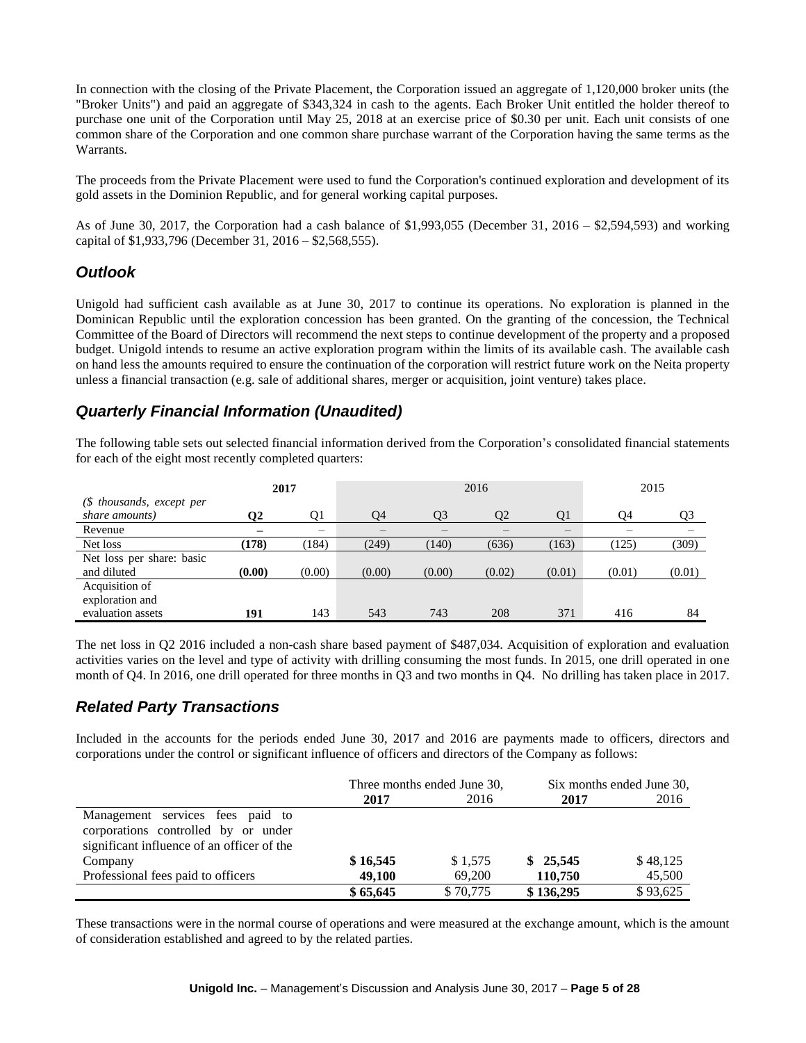In connection with the closing of the Private Placement, the Corporation issued an aggregate of 1,120,000 broker units (the "Broker Units") and paid an aggregate of $343,324 in cash to the agents. Each Broker Unit entitled the holder thereof to purchase one unit of the Corporation until May 25, 2018 at an exercise price of $0.30 per unit. Each unit consists of one common share of the Corporation and one common share purchase warrant of the Corporation having the same terms as the Warrants.

The proceeds from the Private Placement were used to fund the Corporation's continued exploration and development of its gold assets in the Dominion Republic, and for general working capital purposes.

As of June 30, 2017, the Corporation had a cash balance of $1,993,055 (December 31, 2016 – $2,594,593) and working capital of $1,933,796 (December 31, 2016 – $2,568,555).

## *Outlook*

Unigold had sufficient cash available as at June 30, 2017 to continue its operations. No exploration is planned in the Dominican Republic until the exploration concession has been granted. On the granting of the concession, the Technical Committee of the Board of Directors will recommend the next steps to continue development of the property and a proposed budget. Unigold intends to resume an active exploration program within the limits of its available cash. The available cash on hand less the amounts required to ensure the continuation of the corporation will restrict future work on the Neita property unless a financial transaction (e.g. sale of additional shares, merger or acquisition, joint venture) takes place.

## *Quarterly Financial Information (Unaudited)*

The following table sets out selected financial information derived from the Corporation's consolidated financial statements for each of the eight most recently completed quarters:

| | **2017** | | 2016 | | | | 2015 | |
|---|---|---|---|---|---|---|---|---|
| *($ thousands, except per share amounts)* | **Q2** | Q1 | Q4 | Q3 | Q2 | Q1 | Q4 | Q3 |
| Revenue | **–** | – | – | – | – | – | – | – |
| Net loss | **(178)** | (184) | (249) | (140) | (636) | (163) | (125) | (309) |
| Net loss per share: basic and diluted | **(0.00)** | (0.00) | (0.00) | (0.00) | (0.02) | (0.01) | (0.01) | (0.01) |
| Acquisition of exploration and evaluation assets | **191** | 143 | 543 | 743 | 208 | 371 | 416 | 84 |

The net loss in Q2 2016 included a non-cash share based payment of $487,034. Acquisition of exploration and evaluation activities varies on the level and type of activity with drilling consuming the most funds. In 2015, one drill operated in one month of Q4. In 2016, one drill operated for three months in Q3 and two months in Q4. No drilling has taken place in 2017.

## *Related Party Transactions*

Included in the accounts for the periods ended June 30, 2017 and 2016 are payments made to officers, directors and corporations under the control or significant influence of officers and directors of the Company as follows:

| | Three months ended June 30, | | Six months ended June 30, | |
|---|---|---|---|---|
| | **2017** | 2016 | **2017** | 2016 |
| Management services fees paid to corporations controlled by or under significant influence of an officer of the Company | **$ 16,545** | $ 1,575 | **$ 25,545** | $ 48,125 |
| Professional fees paid to officers | **49,100** | 69,200 | **110,750** | 45,500 |
| | **$ 65,645** | $ 70,775 | **$ 136,295** | $ 93,625 |

These transactions were in the normal course of operations and were measured at the exchange amount, which is the amount of consideration established and agreed to by the related parties.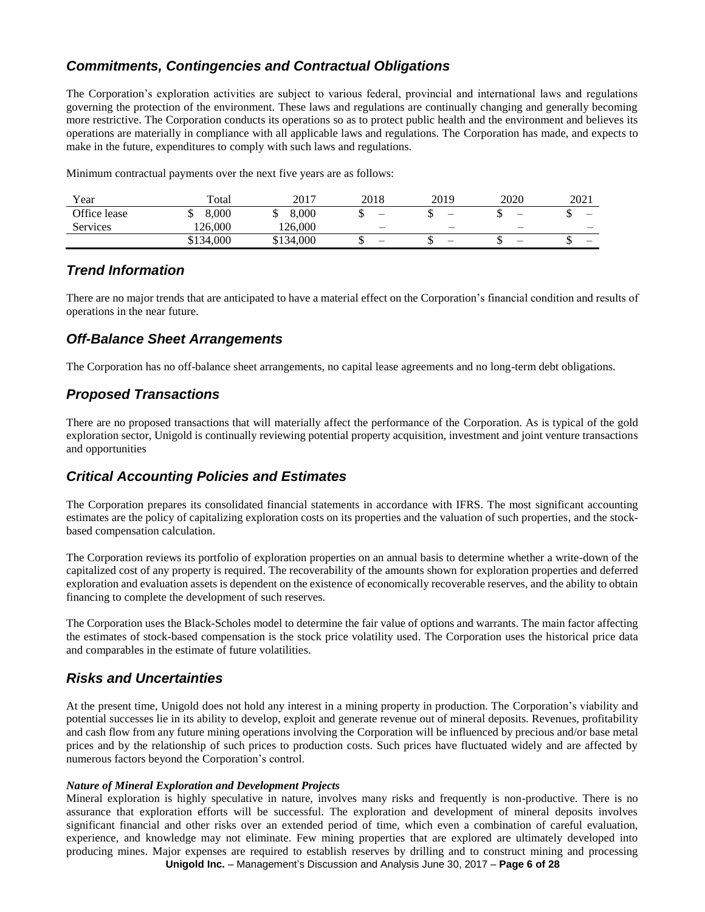## *Commitments, Contingencies and Contractual Obligations*

The Corporation's exploration activities are subject to various federal, provincial and international laws and regulations governing the protection of the environment. These laws and regulations are continually changing and generally becoming more restrictive. The Corporation conducts its operations so as to protect public health and the environment and believes its operations are materially in compliance with all applicable laws and regulations. The Corporation has made, and expects to make in the future, expenditures to comply with such laws and regulations.

Minimum contractual payments over the next five years are as follows:

| Year | Total | 2017 | 2018 | 2019 | 2020 | 2021 |
|---|---|---|---|---|---|---|
| Office lease | $ 8,000 | $ 8,000 | $ – | $ – | $ – | $ – |
| Services | 126,000 | 126,000 | – | – | – | – |
| | $134,000 | $134,000 | $ – | $ – | $ – | $ – |

## *Trend Information*

There are no major trends that are anticipated to have a material effect on the Corporation's financial condition and results of operations in the near future.

## *Off-Balance Sheet Arrangements*

The Corporation has no off-balance sheet arrangements, no capital lease agreements and no long-term debt obligations.

## *Proposed Transactions*

There are no proposed transactions that will materially affect the performance of the Corporation. As is typical of the gold exploration sector, Unigold is continually reviewing potential property acquisition, investment and joint venture transactions and opportunities

## *Critical Accounting Policies and Estimates*

The Corporation prepares its consolidated financial statements in accordance with IFRS. The most significant accounting estimates are the policy of capitalizing exploration costs on its properties and the valuation of such properties, and the stock-based compensation calculation.

The Corporation reviews its portfolio of exploration properties on an annual basis to determine whether a write-down of the capitalized cost of any property is required. The recoverability of the amounts shown for exploration properties and deferred exploration and evaluation assets is dependent on the existence of economically recoverable reserves, and the ability to obtain financing to complete the development of such reserves.

The Corporation uses the Black-Scholes model to determine the fair value of options and warrants. The main factor affecting the estimates of stock-based compensation is the stock price volatility used. The Corporation uses the historical price data and comparables in the estimate of future volatilities.

## *Risks and Uncertainties*

At the present time, Unigold does not hold any interest in a mining property in production. The Corporation's viability and potential successes lie in its ability to develop, exploit and generate revenue out of mineral deposits. Revenues, profitability and cash flow from any future mining operations involving the Corporation will be influenced by precious and/or base metal prices and by the relationship of such prices to production costs. Such prices have fluctuated widely and are affected by numerous factors beyond the Corporation's control.

***Nature of Mineral Exploration and Development Projects***

Mineral exploration is highly speculative in nature, involves many risks and frequently is non-productive. There is no assurance that exploration efforts will be successful. The exploration and development of mineral deposits involves significant financial and other risks over an extended period of time, which even a combination of careful evaluation, experience, and knowledge may not eliminate. Few mining properties that are explored are ultimately developed into producing mines. Major expenses are required to establish reserves by drilling and to construct mining and processing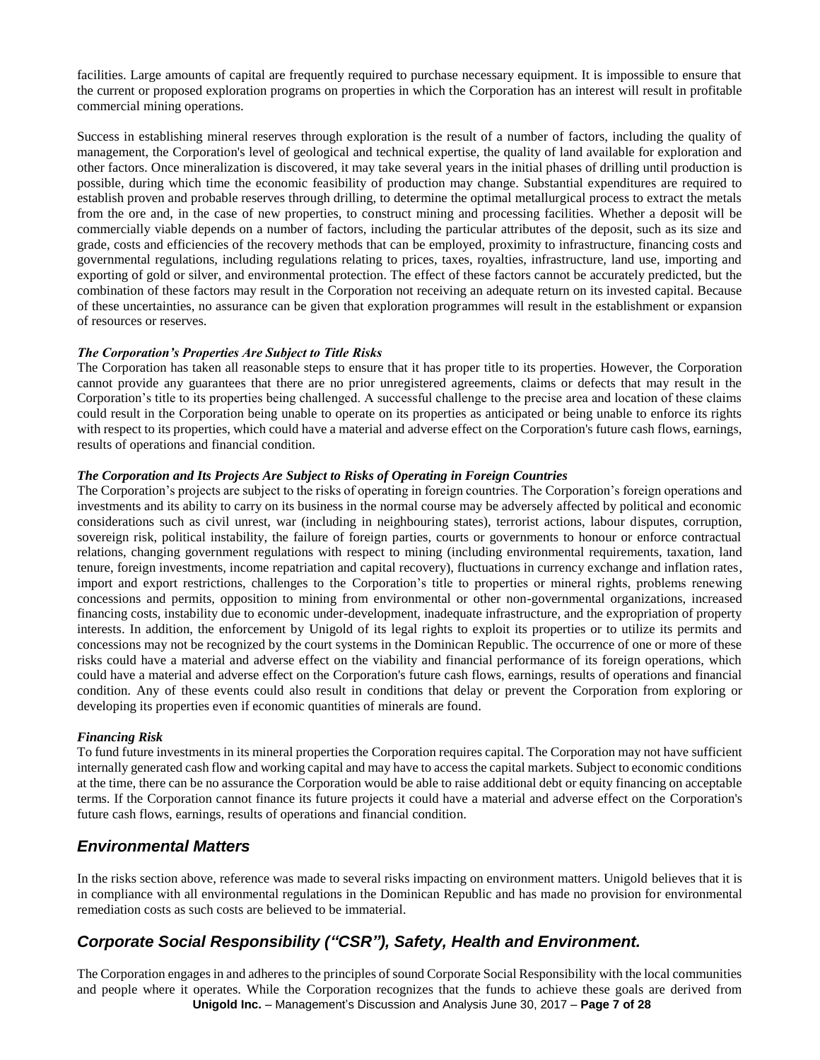facilities. Large amounts of capital are frequently required to purchase necessary equipment. It is impossible to ensure that the current or proposed exploration programs on properties in which the Corporation has an interest will result in profitable commercial mining operations.

Success in establishing mineral reserves through exploration is the result of a number of factors, including the quality of management, the Corporation's level of geological and technical expertise, the quality of land available for exploration and other factors. Once mineralization is discovered, it may take several years in the initial phases of drilling until production is possible, during which time the economic feasibility of production may change. Substantial expenditures are required to establish proven and probable reserves through drilling, to determine the optimal metallurgical process to extract the metals from the ore and, in the case of new properties, to construct mining and processing facilities. Whether a deposit will be commercially viable depends on a number of factors, including the particular attributes of the deposit, such as its size and grade, costs and efficiencies of the recovery methods that can be employed, proximity to infrastructure, financing costs and governmental regulations, including regulations relating to prices, taxes, royalties, infrastructure, land use, importing and exporting of gold or silver, and environmental protection. The effect of these factors cannot be accurately predicted, but the combination of these factors may result in the Corporation not receiving an adequate return on its invested capital. Because of these uncertainties, no assurance can be given that exploration programmes will result in the establishment or expansion of resources or reserves.

***The Corporation's Properties Are Subject to Title Risks***

The Corporation has taken all reasonable steps to ensure that it has proper title to its properties. However, the Corporation cannot provide any guarantees that there are no prior unregistered agreements, claims or defects that may result in the Corporation's title to its properties being challenged. A successful challenge to the precise area and location of these claims could result in the Corporation being unable to operate on its properties as anticipated or being unable to enforce its rights with respect to its properties, which could have a material and adverse effect on the Corporation's future cash flows, earnings, results of operations and financial condition.

***The Corporation and Its Projects Are Subject to Risks of Operating in Foreign Countries***

The Corporation's projects are subject to the risks of operating in foreign countries. The Corporation's foreign operations and investments and its ability to carry on its business in the normal course may be adversely affected by political and economic considerations such as civil unrest, war (including in neighbouring states), terrorist actions, labour disputes, corruption, sovereign risk, political instability, the failure of foreign parties, courts or governments to honour or enforce contractual relations, changing government regulations with respect to mining (including environmental requirements, taxation, land tenure, foreign investments, income repatriation and capital recovery), fluctuations in currency exchange and inflation rates, import and export restrictions, challenges to the Corporation's title to properties or mineral rights, problems renewing concessions and permits, opposition to mining from environmental or other non-governmental organizations, increased financing costs, instability due to economic under-development, inadequate infrastructure, and the expropriation of property interests. In addition, the enforcement by Unigold of its legal rights to exploit its properties or to utilize its permits and concessions may not be recognized by the court systems in the Dominican Republic. The occurrence of one or more of these risks could have a material and adverse effect on the viability and financial performance of its foreign operations, which could have a material and adverse effect on the Corporation's future cash flows, earnings, results of operations and financial condition. Any of these events could also result in conditions that delay or prevent the Corporation from exploring or developing its properties even if economic quantities of minerals are found.

***Financing Risk***

To fund future investments in its mineral properties the Corporation requires capital. The Corporation may not have sufficient internally generated cash flow and working capital and may have to access the capital markets. Subject to economic conditions at the time, there can be no assurance the Corporation would be able to raise additional debt or equity financing on acceptable terms. If the Corporation cannot finance its future projects it could have a material and adverse effect on the Corporation's future cash flows, earnings, results of operations and financial condition.

## *Environmental Matters*

In the risks section above, reference was made to several risks impacting on environment matters. Unigold believes that it is in compliance with all environmental regulations in the Dominican Republic and has made no provision for environmental remediation costs as such costs are believed to be immaterial.

## *Corporate Social Responsibility ("CSR"), Safety, Health and Environment.*

The Corporation engages in and adheres to the principles of sound Corporate Social Responsibility with the local communities and people where it operates. While the Corporation recognizes that the funds to achieve these goals are derived from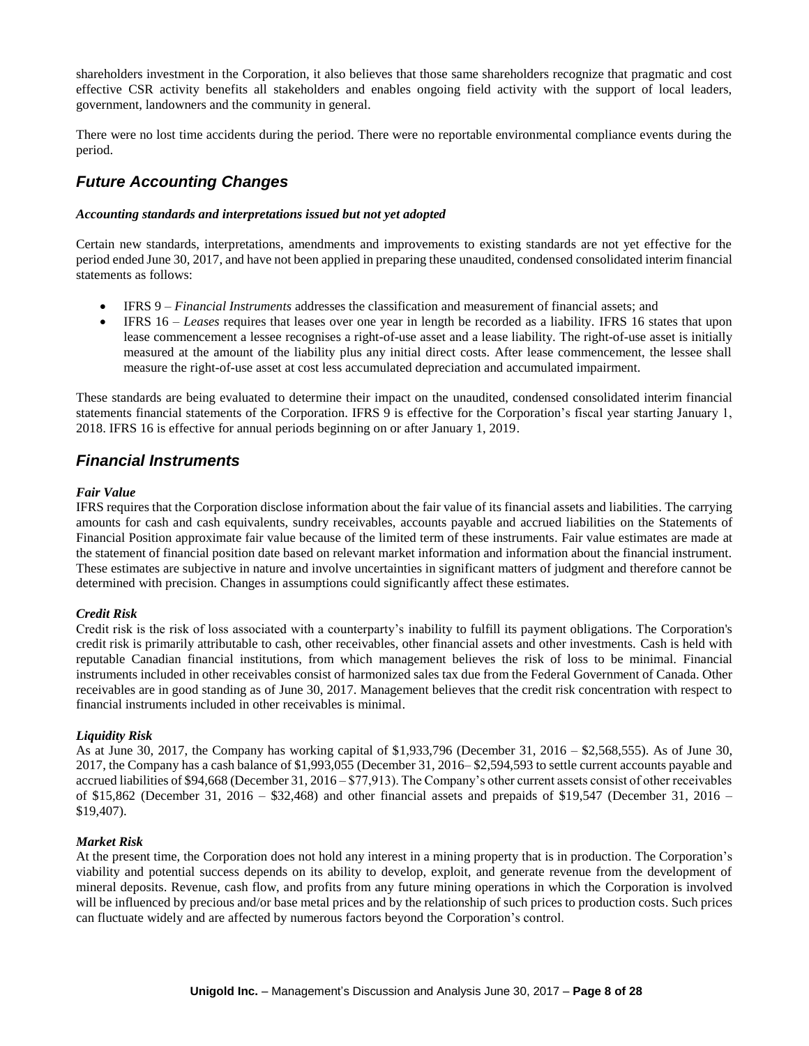shareholders investment in the Corporation, it also believes that those same shareholders recognize that pragmatic and cost effective CSR activity benefits all stakeholders and enables ongoing field activity with the support of local leaders, government, landowners and the community in general.

There were no lost time accidents during the period. There were no reportable environmental compliance events during the period.

## *Future Accounting Changes*

***Accounting standards and interpretations issued but not yet adopted***

Certain new standards, interpretations, amendments and improvements to existing standards are not yet effective for the period ended June 30, 2017, and have not been applied in preparing these unaudited, condensed consolidated interim financial statements as follows:

- IFRS 9 – *Financial Instruments* addresses the classification and measurement of financial assets; and
- IFRS 16 – *Leases* requires that leases over one year in length be recorded as a liability. IFRS 16 states that upon lease commencement a lessee recognises a right-of-use asset and a lease liability. The right-of-use asset is initially measured at the amount of the liability plus any initial direct costs. After lease commencement, the lessee shall measure the right-of-use asset at cost less accumulated depreciation and accumulated impairment.

These standards are being evaluated to determine their impact on the unaudited, condensed consolidated interim financial statements financial statements of the Corporation. IFRS 9 is effective for the Corporation's fiscal year starting January 1, 2018. IFRS 16 is effective for annual periods beginning on or after January 1, 2019.

## *Financial Instruments*

***Fair Value***

IFRS requires that the Corporation disclose information about the fair value of its financial assets and liabilities. The carrying amounts for cash and cash equivalents, sundry receivables, accounts payable and accrued liabilities on the Statements of Financial Position approximate fair value because of the limited term of these instruments. Fair value estimates are made at the statement of financial position date based on relevant market information and information about the financial instrument. These estimates are subjective in nature and involve uncertainties in significant matters of judgment and therefore cannot be determined with precision. Changes in assumptions could significantly affect these estimates.

***Credit Risk***

Credit risk is the risk of loss associated with a counterparty's inability to fulfill its payment obligations. The Corporation's credit risk is primarily attributable to cash, other receivables, other financial assets and other investments. Cash is held with reputable Canadian financial institutions, from which management believes the risk of loss to be minimal. Financial instruments included in other receivables consist of harmonized sales tax due from the Federal Government of Canada. Other receivables are in good standing as of June 30, 2017. Management believes that the credit risk concentration with respect to financial instruments included in other receivables is minimal.

***Liquidity Risk***

As at June 30, 2017, the Company has working capital of $1,933,796 (December 31, 2016 – $2,568,555). As of June 30, 2017, the Company has a cash balance of $1,993,055 (December 31, 2016– $2,594,593 to settle current accounts payable and accrued liabilities of $94,668 (December 31, 2016 – $77,913). The Company's other current assets consist of other receivables of $15,862 (December 31, 2016 – $32,468) and other financial assets and prepaids of $19,547 (December 31, 2016 – $19,407).

***Market Risk***

At the present time, the Corporation does not hold any interest in a mining property that is in production. The Corporation's viability and potential success depends on its ability to develop, exploit, and generate revenue from the development of mineral deposits. Revenue, cash flow, and profits from any future mining operations in which the Corporation is involved will be influenced by precious and/or base metal prices and by the relationship of such prices to production costs. Such prices can fluctuate widely and are affected by numerous factors beyond the Corporation's control.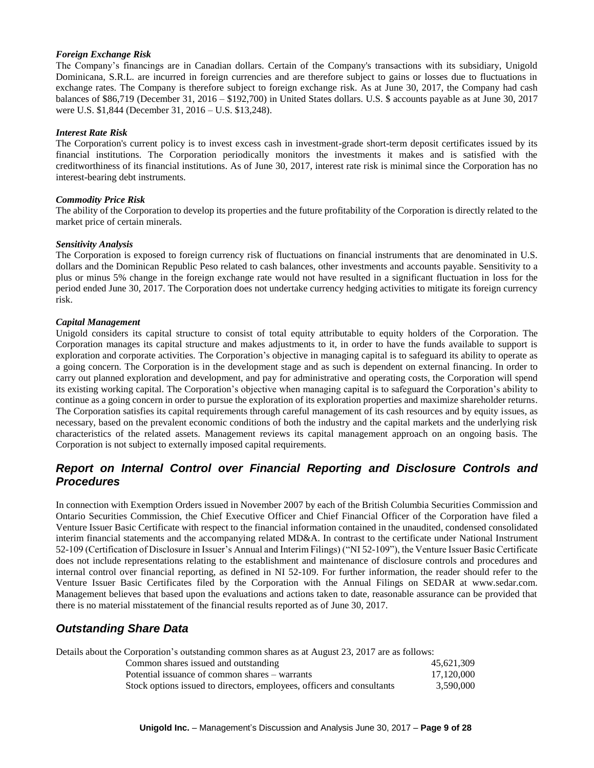### *Foreign Exchange Risk*

The Company's financings are in Canadian dollars. Certain of the Company's transactions with its subsidiary, Unigold Dominicana, S.R.L. are incurred in foreign currencies and are therefore subject to gains or losses due to fluctuations in exchange rates. The Company is therefore subject to foreign exchange risk. As at June 30, 2017, the Company had cash balances of $86,719 (December 31, 2016 – $192,700) in United States dollars. U.S. $ accounts payable as at June 30, 2017 were U.S. $1,844 (December 31, 2016 – U.S. $13,248).

### *Interest Rate Risk*

The Corporation's current policy is to invest excess cash in investment-grade short-term deposit certificates issued by its financial institutions. The Corporation periodically monitors the investments it makes and is satisfied with the creditworthiness of its financial institutions. As of June 30, 2017, interest rate risk is minimal since the Corporation has no interest-bearing debt instruments.

### *Commodity Price Risk*

The ability of the Corporation to develop its properties and the future profitability of the Corporation is directly related to the market price of certain minerals.

### *Sensitivity Analysis*

The Corporation is exposed to foreign currency risk of fluctuations on financial instruments that are denominated in U.S. dollars and the Dominican Republic Peso related to cash balances, other investments and accounts payable. Sensitivity to a plus or minus 5% change in the foreign exchange rate would not have resulted in a significant fluctuation in loss for the period ended June 30, 2017. The Corporation does not undertake currency hedging activities to mitigate its foreign currency risk.

### *Capital Management*

Unigold considers its capital structure to consist of total equity attributable to equity holders of the Corporation. The Corporation manages its capital structure and makes adjustments to it, in order to have the funds available to support is exploration and corporate activities. The Corporation's objective in managing capital is to safeguard its ability to operate as a going concern. The Corporation is in the development stage and as such is dependent on external financing. In order to carry out planned exploration and development, and pay for administrative and operating costs, the Corporation will spend its existing working capital. The Corporation's objective when managing capital is to safeguard the Corporation's ability to continue as a going concern in order to pursue the exploration of its exploration properties and maximize shareholder returns. The Corporation satisfies its capital requirements through careful management of its cash resources and by equity issues, as necessary, based on the prevalent economic conditions of both the industry and the capital markets and the underlying risk characteristics of the related assets. Management reviews its capital management approach on an ongoing basis. The Corporation is not subject to externally imposed capital requirements.

## *Report on Internal Control over Financial Reporting and Disclosure Controls and Procedures*

In connection with Exemption Orders issued in November 2007 by each of the British Columbia Securities Commission and Ontario Securities Commission, the Chief Executive Officer and Chief Financial Officer of the Corporation have filed a Venture Issuer Basic Certificate with respect to the financial information contained in the unaudited, condensed consolidated interim financial statements and the accompanying related MD&A. In contrast to the certificate under National Instrument 52-109 (Certification of Disclosure in Issuer's Annual and Interim Filings) ("NI 52-109"), the Venture Issuer Basic Certificate does not include representations relating to the establishment and maintenance of disclosure controls and procedures and internal control over financial reporting, as defined in NI 52-109. For further information, the reader should refer to the Venture Issuer Basic Certificates filed by the Corporation with the Annual Filings on SEDAR at www.sedar.com. Management believes that based upon the evaluations and actions taken to date, reasonable assurance can be provided that there is no material misstatement of the financial results reported as of June 30, 2017.

## *Outstanding Share Data*

Details about the Corporation's outstanding common shares as at August 23, 2017 are as follows:

| | |
|---|---|
| Common shares issued and outstanding | 45,621,309 |
| Potential issuance of common shares – warrants | 17,120,000 |
| Stock options issued to directors, employees, officers and consultants | 3,590,000 |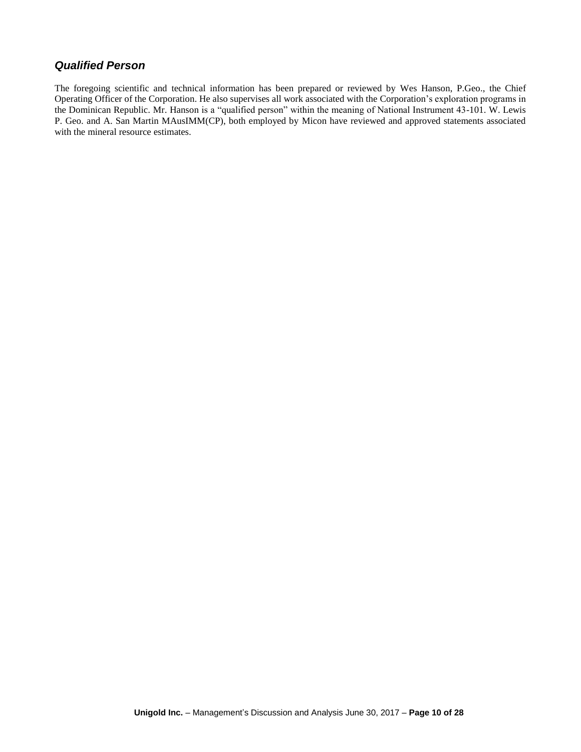### *Qualified Person*

The foregoing scientific and technical information has been prepared or reviewed by Wes Hanson, P.Geo., the Chief Operating Officer of the Corporation. He also supervises all work associated with the Corporation's exploration programs in the Dominican Republic. Mr. Hanson is a "qualified person" within the meaning of National Instrument 43-101. W. Lewis P. Geo. and A. San Martin MAusIMM(CP), both employed by Micon have reviewed and approved statements associated with the mineral resource estimates.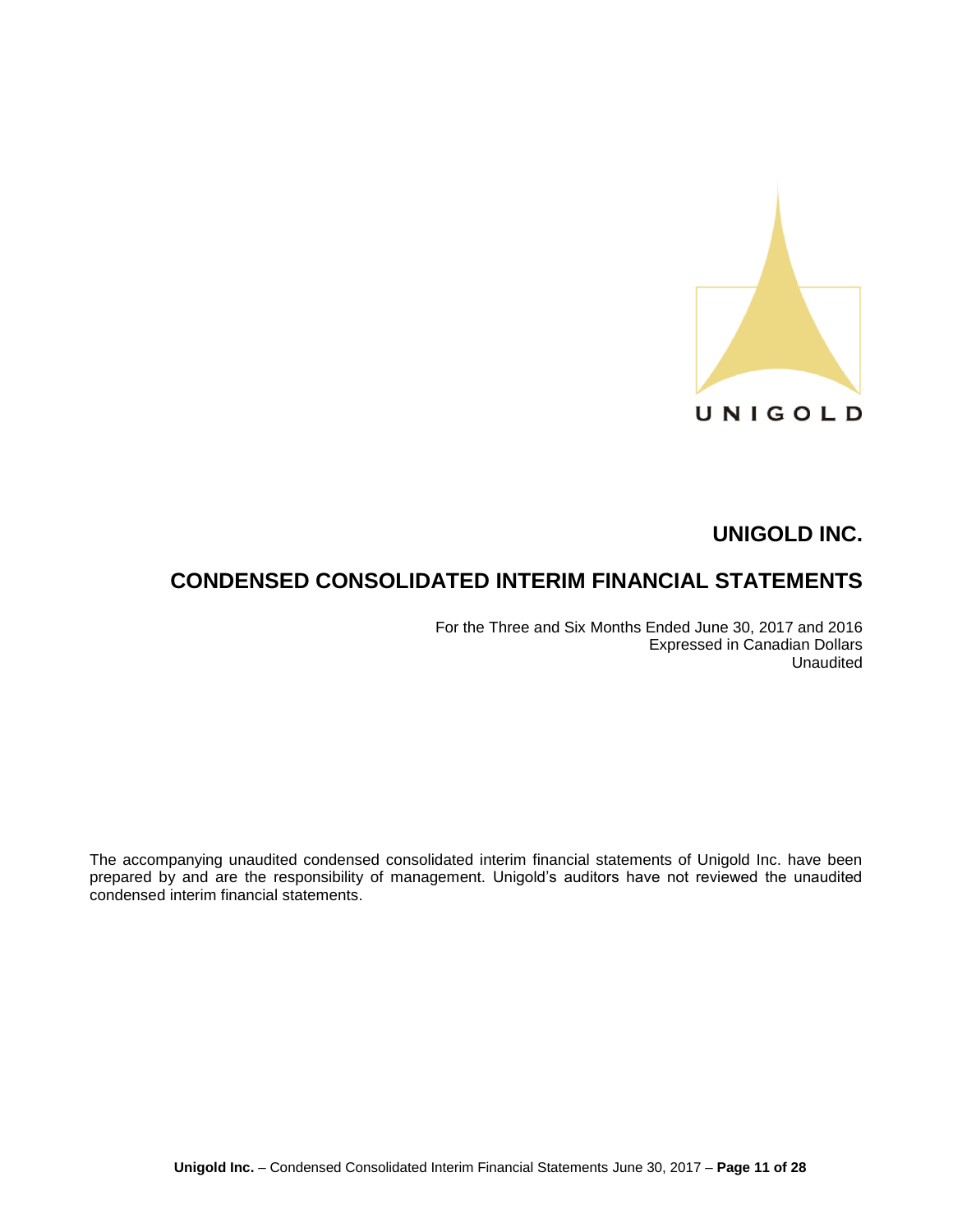UNIGOLD

# UNIGOLD INC.

# CONDENSED CONSOLIDATED INTERIM FINANCIAL STATEMENTS

For the Three and Six Months Ended June 30, 2017 and 2016
Expressed in Canadian Dollars
Unaudited

The accompanying unaudited condensed consolidated interim financial statements of Unigold Inc. have been prepared by and are the responsibility of management. Unigold's auditors have not reviewed the unaudited condensed interim financial statements.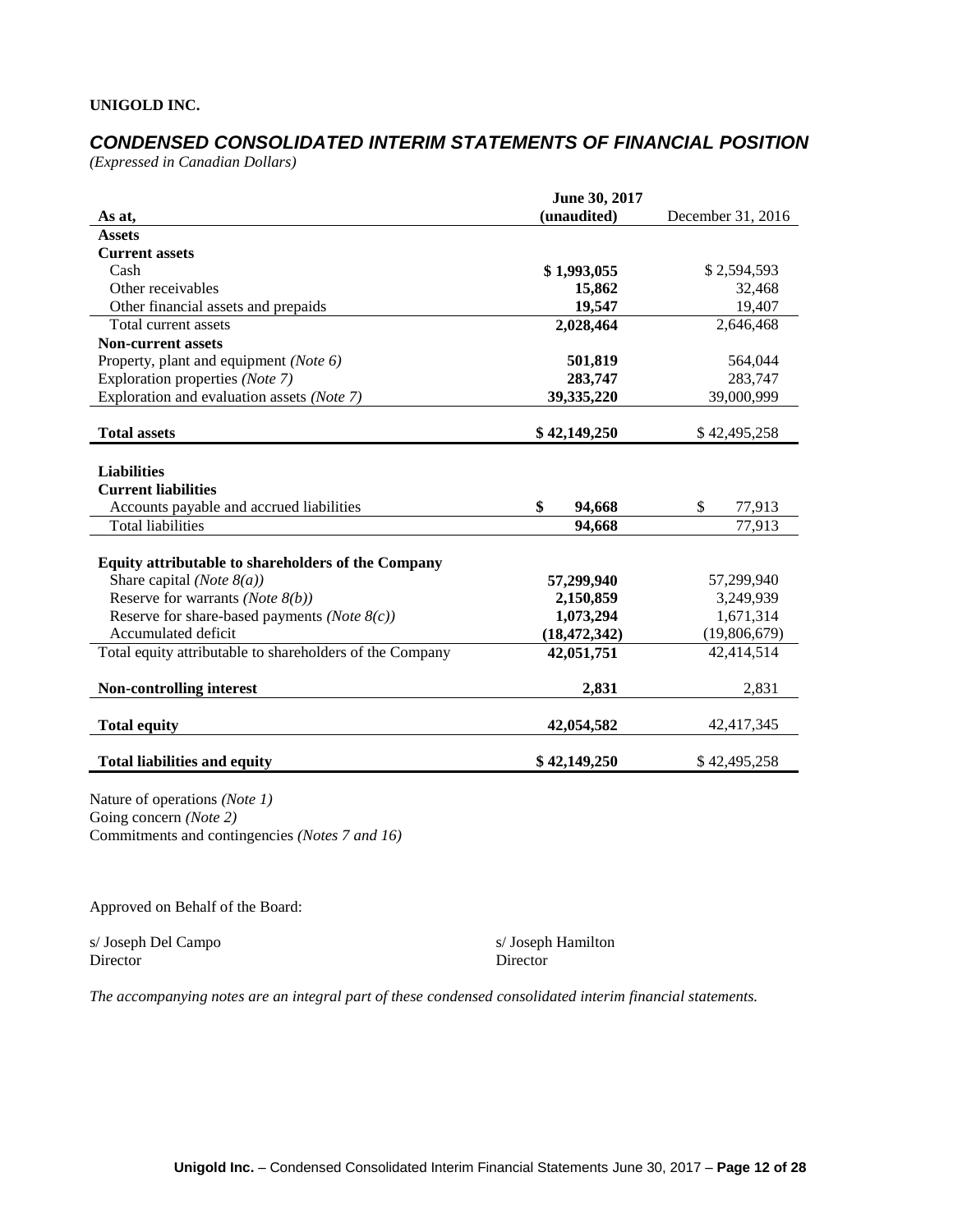**UNIGOLD INC.**

## *CONDENSED CONSOLIDATED INTERIM STATEMENTS OF FINANCIAL POSITION*

*(Expressed in Canadian Dollars)*

| As at, | June 30, 2017 (unaudited) | December 31, 2016 |
|---|---|---|
| **Assets** | | |
| **Current assets** | | |
| Cash | **$ 1,993,055** | $ 2,594,593 |
| Other receivables | **15,862** | 32,468 |
| Other financial assets and prepaids | **19,547** | 19,407 |
| Total current assets | **2,028,464** | 2,646,468 |
| **Non-current assets** | | |
| Property, plant and equipment *(Note 6)* | **501,819** | 564,044 |
| Exploration properties *(Note 7)* | **283,747** | 283,747 |
| Exploration and evaluation assets *(Note 7)* | **39,335,220** | 39,000,999 |
| **Total assets** | **$ 42,149,250** | $ 42,495,258 |
| **Liabilities** | | |
| **Current liabilities** | | |
| Accounts payable and accrued liabilities | **$ 94,668** | $ 77,913 |
| Total liabilities | **94,668** | 77,913 |
| **Equity attributable to shareholders of the Company** | | |
| Share capital *(Note 8(a))* | **57,299,940** | 57,299,940 |
| Reserve for warrants *(Note 8(b))* | **2,150,859** | 3,249,939 |
| Reserve for share-based payments *(Note 8(c))* | **1,073,294** | 1,671,314 |
| Accumulated deficit | **(18,472,342)** | (19,806,679) |
| Total equity attributable to shareholders of the Company | **42,051,751** | 42,414,514 |
| **Non-controlling interest** | **2,831** | 2,831 |
| **Total equity** | **42,054,582** | 42,417,345 |
| **Total liabilities and equity** | **$ 42,149,250** | $ 42,495,258 |

Nature of operations *(Note 1)*
Going concern *(Note 2)*
Commitments and contingencies *(Notes 7 and 16)*

Approved on Behalf of the Board:

s/ Joseph Del Campo
Director

s/ Joseph Hamilton
Director

*The accompanying notes are an integral part of these condensed consolidated interim financial statements.*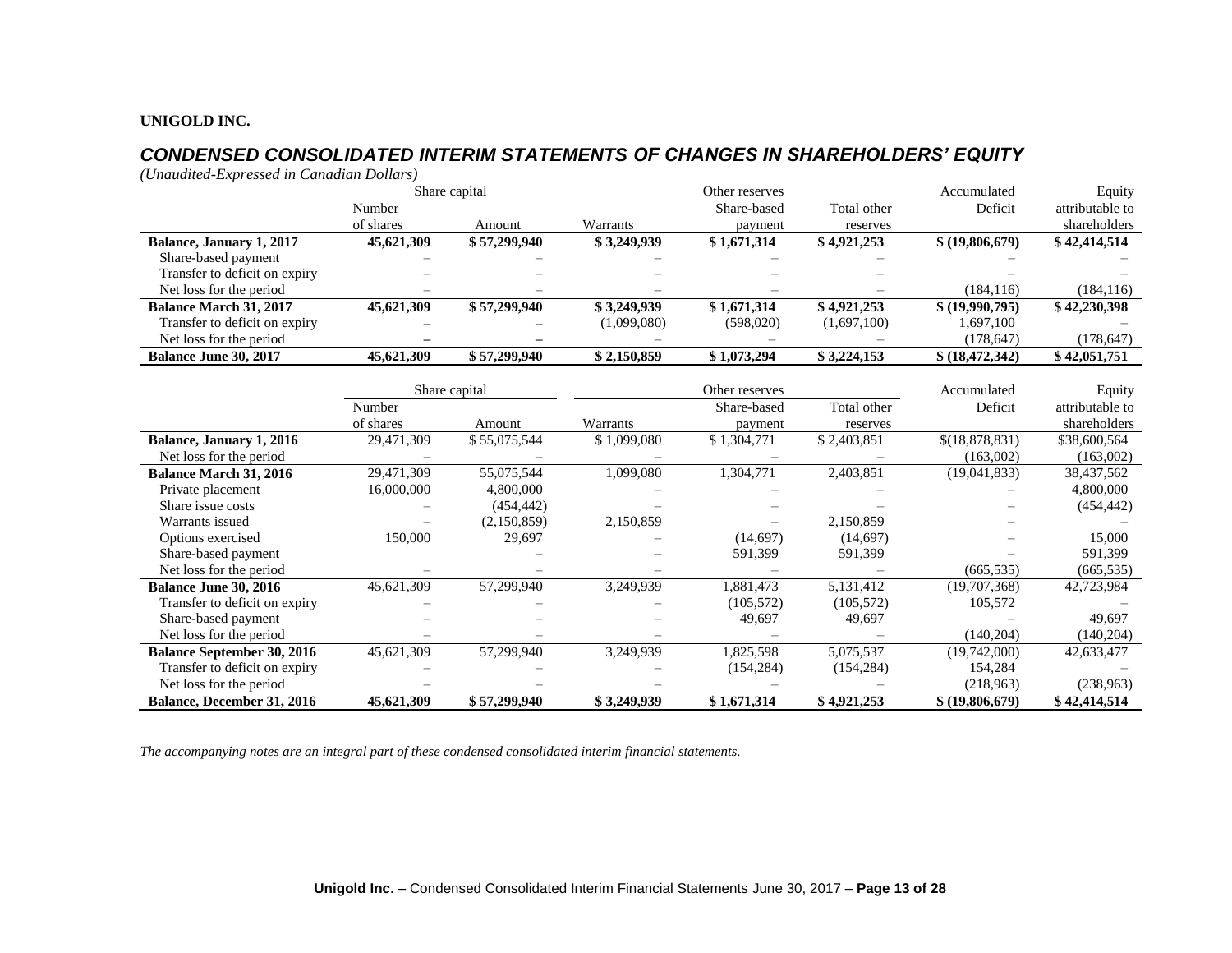**UNIGOLD INC.**

## *CONDENSED CONSOLIDATED INTERIM STATEMENTS OF CHANGES IN SHAREHOLDERS' EQUITY*

*(Unaudited-Expressed in Canadian Dollars)*

| | Share capital | | Other reserves | | | Accumulated | Equity |
|---|---|---|---|---|---|---|---|
| | Number of shares | Amount | Warrants | Share-based payment | Total other reserves | Deficit | attributable to shareholders |
| **Balance, January 1, 2017** | **45,621,309** | **$ 57,299,940** | **$ 3,249,939** | **$ 1,671,314** | **$ 4,921,253** | **$ (19,806,679)** | **$ 42,414,514** |
| Share-based payment | – | – | – | – | – | – | – |
| Transfer to deficit on expiry | – | – | – | – | – | – | – |
| Net loss for the period | – | – | – | – | – | (184,116) | (184,116) |
| **Balance March 31, 2017** | **45,621,309** | **$ 57,299,940** | **$ 3,249,939** | **$ 1,671,314** | **$ 4,921,253** | **$ (19,990,795)** | **$ 42,230,398** |
| Transfer to deficit on expiry | – | – | (1,099,080) | (598,020) | (1,697,100) | 1,697,100 | – |
| Net loss for the period | – | – | – | – | – | (178,647) | (178,647) |
| **Balance June 30, 2017** | **45,621,309** | **$ 57,299,940** | **$ 2,150,859** | **$ 1,073,294** | **$ 3,224,153** | **$ (18,472,342)** | **$ 42,051,751** |

| | Share capital | | Other reserves | | | Accumulated | Equity |
|---|---|---|---|---|---|---|---|
| | Number of shares | Amount | Warrants | Share-based payment | Total other reserves | Deficit | attributable to shareholders |
| **Balance, January 1, 2016** | 29,471,309 | $ 55,075,544 | $ 1,099,080 | $ 1,304,771 | $ 2,403,851 | $(18,878,831) | $38,600,564 |
| Net loss for the period | – | – | – | – | – | (163,002) | (163,002) |
| **Balance March 31, 2016** | 29,471,309 | 55,075,544 | 1,099,080 | 1,304,771 | 2,403,851 | (19,041,833) | 38,437,562 |
| Private placement | 16,000,000 | 4,800,000 | – | – | – | – | 4,800,000 |
| Share issue costs | – | (454,442) | – | – | – | – | (454,442) |
| Warrants issued | – | (2,150,859) | 2,150,859 | – | 2,150,859 | – | – |
| Options exercised | 150,000 | 29,697 | – | (14,697) | (14,697) | – | 15,000 |
| Share-based payment | | – | – | 591,399 | 591,399 | – | 591,399 |
| Net loss for the period | – | – | – | – | – | (665,535) | (665,535) |
| **Balance June 30, 2016** | 45,621,309 | 57,299,940 | 3,249,939 | 1,881,473 | 5,131,412 | (19,707,368) | 42,723,984 |
| Transfer to deficit on expiry | – | – | – | (105,572) | (105,572) | 105,572 | – |
| Share-based payment | – | – | – | 49,697 | 49,697 | – | 49,697 |
| Net loss for the period | – | – | – | – | – | (140,204) | (140,204) |
| **Balance September 30, 2016** | 45,621,309 | 57,299,940 | 3,249,939 | 1,825,598 | 5,075,537 | (19,742,000) | 42,633,477 |
| Transfer to deficit on expiry | – | – | – | (154,284) | (154,284) | 154,284 | – |
| Net loss for the period | – | – | – | – | – | (218,963) | (238,963) |
| **Balance, December 31, 2016** | **45,621,309** | **$ 57,299,940** | **$ 3,249,939** | **$ 1,671,314** | **$ 4,921,253** | **$ (19,806,679)** | **$ 42,414,514** |

*The accompanying notes are an integral part of these condensed consolidated interim financial statements.*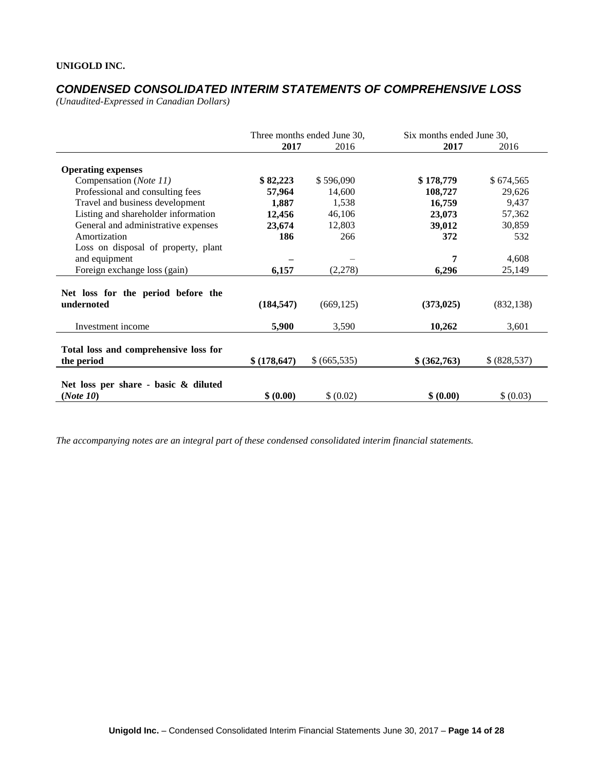**UNIGOLD INC.**

## *CONDENSED CONSOLIDATED INTERIM STATEMENTS OF COMPREHENSIVE LOSS*

*(Unaudited-Expressed in Canadian Dollars)*

| | Three months ended June 30, | | Six months ended June 30, | |
|---|---|---|---|---|
| | **2017** | 2016 | **2017** | 2016 |
| **Operating expenses** | | | | |
| Compensation (*Note 11*) | **$ 82,223** | $ 596,090 | **$ 178,779** | $ 674,565 |
| Professional and consulting fees | **57,964** | 14,600 | **108,727** | 29,626 |
| Travel and business development | **1,887** | 1,538 | **16,759** | 9,437 |
| Listing and shareholder information | **12,456** | 46,106 | **23,073** | 57,362 |
| General and administrative expenses | **23,674** | 12,803 | **39,012** | 30,859 |
| Amortization | **186** | 266 | **372** | 532 |
| Loss on disposal of property, plant and equipment | **–** | – | **7** | 4,608 |
| Foreign exchange loss (gain) | **6,157** | (2,278) | **6,296** | 25,149 |
| **Net loss for the period before the undernoted** | **(184,547)** | (669,125) | **(373,025)** | (832,138) |
| Investment income | **5,900** | 3,590 | **10,262** | 3,601 |
| **Total loss and comprehensive loss for the period** | **$ (178,647)** | $ (665,535) | **$ (362,763)** | $ (828,537) |
| **Net loss per share - basic & diluted (*Note 10*)** | **$ (0.00)** | $ (0.02) | **$ (0.00)** | $ (0.03) |

*The accompanying notes are an integral part of these condensed consolidated interim financial statements.*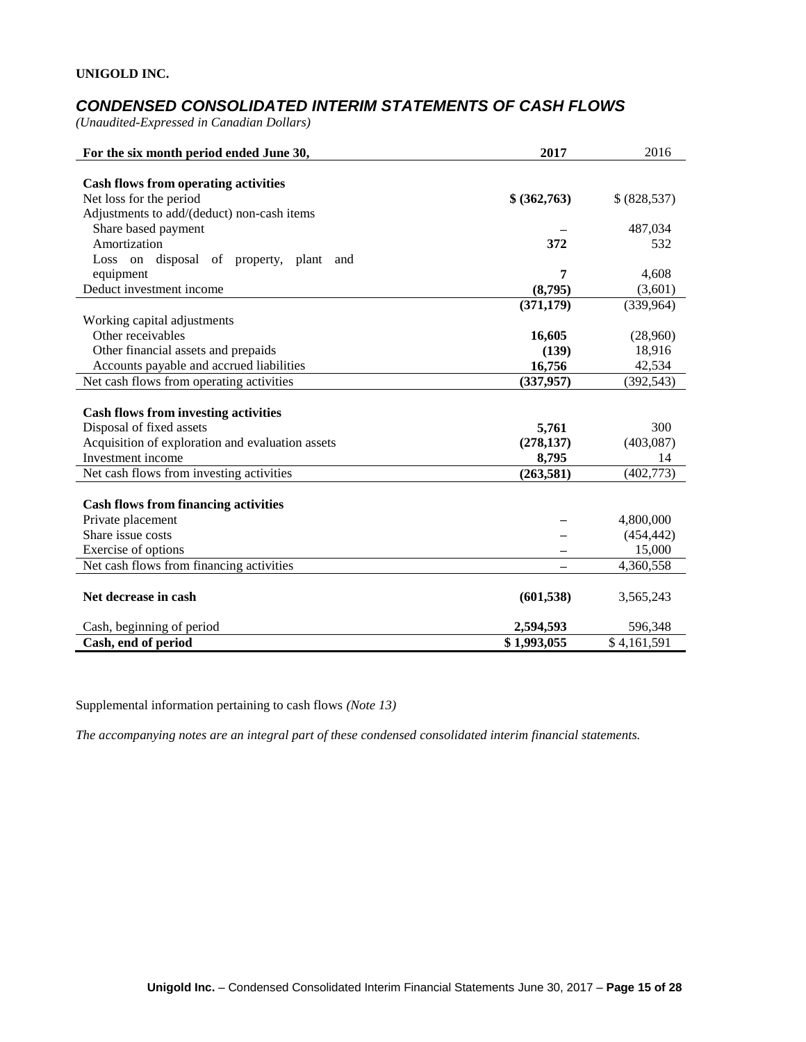**UNIGOLD INC.**

## *CONDENSED CONSOLIDATED INTERIM STATEMENTS OF CASH FLOWS*

*(Unaudited-Expressed in Canadian Dollars)*

| For the six month period ended June 30, | 2017 | 2016 |
|---|---|---|
| **Cash flows from operating activities** | | |
| Net loss for the period | **$ (362,763)** | $ (828,537) |
| Adjustments to add/(deduct) non-cash items | | |
| Share based payment | – | 487,034 |
| Amortization | **372** | 532 |
| Loss on disposal of property, plant and equipment | **7** | 4,608 |
| Deduct investment income | **(8,795)** | (3,601) |
| | **(371,179)** | (339,964) |
| Working capital adjustments | | |
| Other receivables | **16,605** | (28,960) |
| Other financial assets and prepaids | **(139)** | 18,916 |
| Accounts payable and accrued liabilities | **16,756** | 42,534 |
| Net cash flows from operating activities | **(337,957)** | (392,543) |
| **Cash flows from investing activities** | | |
| Disposal of fixed assets | **5,761** | 300 |
| Acquisition of exploration and evaluation assets | **(278,137)** | (403,087) |
| Investment income | **8,795** | 14 |
| Net cash flows from investing activities | **(263,581)** | (402,773) |
| **Cash flows from financing activities** | | |
| Private placement | – | 4,800,000 |
| Share issue costs | – | (454,442) |
| Exercise of options | – | 15,000 |
| Net cash flows from financing activities | – | 4,360,558 |
| **Net decrease in cash** | **(601,538)** | 3,565,243 |
| Cash, beginning of period | **2,594,593** | 596,348 |
| **Cash, end of period** | **$ 1,993,055** | $ 4,161,591 |

Supplemental information pertaining to cash flows *(Note 13)*

*The accompanying notes are an integral part of these condensed consolidated interim financial statements.*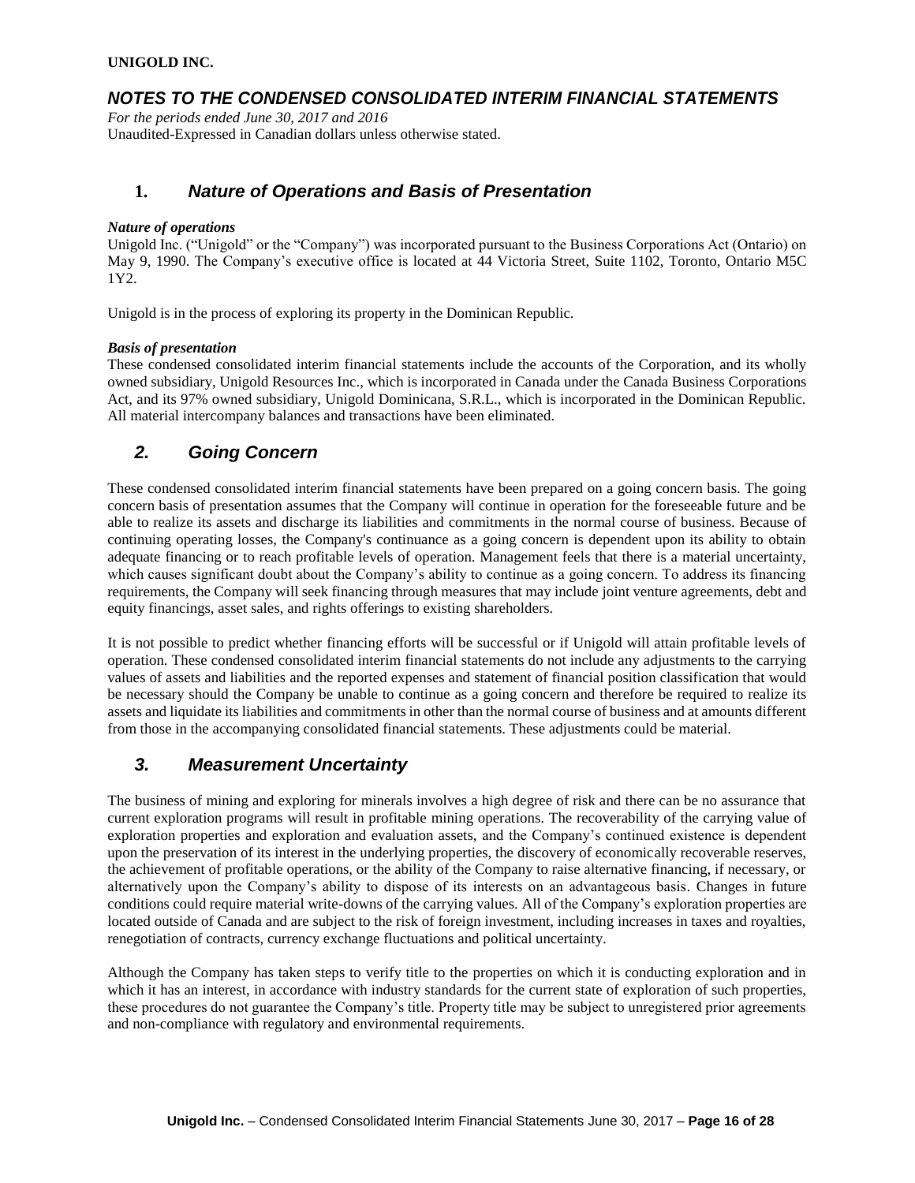**UNIGOLD INC.**

## *NOTES TO THE CONDENSED CONSOLIDATED INTERIM FINANCIAL STATEMENTS*

*For the periods ended June 30, 2017 and 2016*
Unaudited-Expressed in Canadian dollars unless otherwise stated.

### 1. *Nature of Operations and Basis of Presentation*

***Nature of operations***
Unigold Inc. ("Unigold" or the "Company") was incorporated pursuant to the Business Corporations Act (Ontario) on May 9, 1990. The Company's executive office is located at 44 Victoria Street, Suite 1102, Toronto, Ontario M5C 1Y2.

Unigold is in the process of exploring its property in the Dominican Republic.

***Basis of presentation***
These condensed consolidated interim financial statements include the accounts of the Corporation, and its wholly owned subsidiary, Unigold Resources Inc., which is incorporated in Canada under the Canada Business Corporations Act, and its 97% owned subsidiary, Unigold Dominicana, S.R.L., which is incorporated in the Dominican Republic. All material intercompany balances and transactions have been eliminated.

### *2. Going Concern*

These condensed consolidated interim financial statements have been prepared on a going concern basis. The going concern basis of presentation assumes that the Company will continue in operation for the foreseeable future and be able to realize its assets and discharge its liabilities and commitments in the normal course of business. Because of continuing operating losses, the Company's continuance as a going concern is dependent upon its ability to obtain adequate financing or to reach profitable levels of operation. Management feels that there is a material uncertainty, which causes significant doubt about the Company's ability to continue as a going concern. To address its financing requirements, the Company will seek financing through measures that may include joint venture agreements, debt and equity financings, asset sales, and rights offerings to existing shareholders.

It is not possible to predict whether financing efforts will be successful or if Unigold will attain profitable levels of operation. These condensed consolidated interim financial statements do not include any adjustments to the carrying values of assets and liabilities and the reported expenses and statement of financial position classification that would be necessary should the Company be unable to continue as a going concern and therefore be required to realize its assets and liquidate its liabilities and commitments in other than the normal course of business and at amounts different from those in the accompanying consolidated financial statements. These adjustments could be material.

### *3. Measurement Uncertainty*

The business of mining and exploring for minerals involves a high degree of risk and there can be no assurance that current exploration programs will result in profitable mining operations. The recoverability of the carrying value of exploration properties and exploration and evaluation assets, and the Company's continued existence is dependent upon the preservation of its interest in the underlying properties, the discovery of economically recoverable reserves, the achievement of profitable operations, or the ability of the Company to raise alternative financing, if necessary, or alternatively upon the Company's ability to dispose of its interests on an advantageous basis. Changes in future conditions could require material write-downs of the carrying values. All of the Company's exploration properties are located outside of Canada and are subject to the risk of foreign investment, including increases in taxes and royalties, renegotiation of contracts, currency exchange fluctuations and political uncertainty.

Although the Company has taken steps to verify title to the properties on which it is conducting exploration and in which it has an interest, in accordance with industry standards for the current state of exploration of such properties, these procedures do not guarantee the Company's title. Property title may be subject to unregistered prior agreements and non-compliance with regulatory and environmental requirements.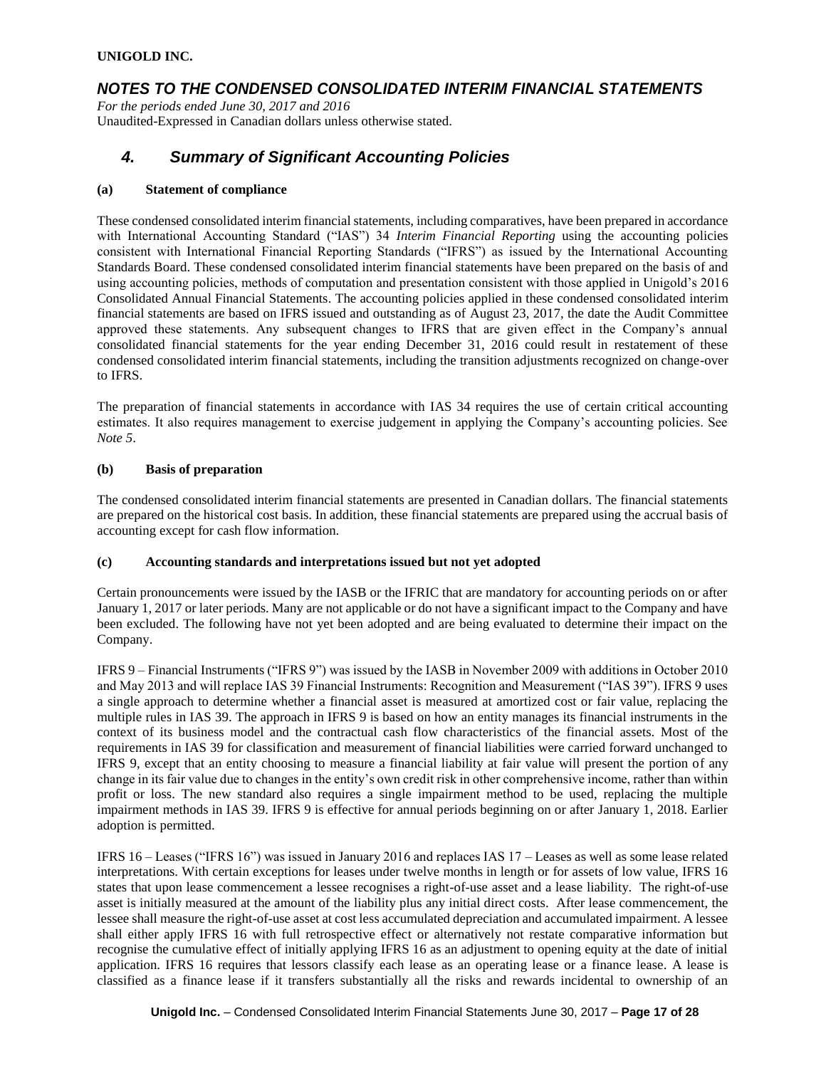## 4. Summary of Significant Accounting Policies

### (a) Statement of compliance

These condensed consolidated interim financial statements, including comparatives, have been prepared in accordance with International Accounting Standard ("IAS") 34 *Interim Financial Reporting* using the accounting policies consistent with International Financial Reporting Standards ("IFRS") as issued by the International Accounting Standards Board. These condensed consolidated interim financial statements have been prepared on the basis of and using accounting policies, methods of computation and presentation consistent with those applied in Unigold's 2016 Consolidated Annual Financial Statements. The accounting policies applied in these condensed consolidated interim financial statements are based on IFRS issued and outstanding as of August 23, 2017, the date the Audit Committee approved these statements. Any subsequent changes to IFRS that are given effect in the Company's annual consolidated financial statements for the year ending December 31, 2016 could result in restatement of these condensed consolidated interim financial statements, including the transition adjustments recognized on change-over to IFRS.

The preparation of financial statements in accordance with IAS 34 requires the use of certain critical accounting estimates. It also requires management to exercise judgement in applying the Company's accounting policies. See *Note 5*.

### (b) Basis of preparation

The condensed consolidated interim financial statements are presented in Canadian dollars. The financial statements are prepared on the historical cost basis. In addition, these financial statements are prepared using the accrual basis of accounting except for cash flow information.

### (c) Accounting standards and interpretations issued but not yet adopted

Certain pronouncements were issued by the IASB or the IFRIC that are mandatory for accounting periods on or after January 1, 2017 or later periods. Many are not applicable or do not have a significant impact to the Company and have been excluded. The following have not yet been adopted and are being evaluated to determine their impact on the Company.

IFRS 9 – Financial Instruments ("IFRS 9") was issued by the IASB in November 2009 with additions in October 2010 and May 2013 and will replace IAS 39 Financial Instruments: Recognition and Measurement ("IAS 39"). IFRS 9 uses a single approach to determine whether a financial asset is measured at amortized cost or fair value, replacing the multiple rules in IAS 39. The approach in IFRS 9 is based on how an entity manages its financial instruments in the context of its business model and the contractual cash flow characteristics of the financial assets. Most of the requirements in IAS 39 for classification and measurement of financial liabilities were carried forward unchanged to IFRS 9, except that an entity choosing to measure a financial liability at fair value will present the portion of any change in its fair value due to changes in the entity's own credit risk in other comprehensive income, rather than within profit or loss. The new standard also requires a single impairment method to be used, replacing the multiple impairment methods in IAS 39. IFRS 9 is effective for annual periods beginning on or after January 1, 2018. Earlier adoption is permitted.

IFRS 16 – Leases ("IFRS 16") was issued in January 2016 and replaces IAS 17 – Leases as well as some lease related interpretations. With certain exceptions for leases under twelve months in length or for assets of low value, IFRS 16 states that upon lease commencement a lessee recognises a right-of-use asset and a lease liability. The right-of-use asset is initially measured at the amount of the liability plus any initial direct costs. After lease commencement, the lessee shall measure the right-of-use asset at cost less accumulated depreciation and accumulated impairment. A lessee shall either apply IFRS 16 with full retrospective effect or alternatively not restate comparative information but recognise the cumulative effect of initially applying IFRS 16 as an adjustment to opening equity at the date of initial application. IFRS 16 requires that lessors classify each lease as an operating lease or a finance lease. A lease is classified as a finance lease if it transfers substantially all the risks and rewards incidental to ownership of an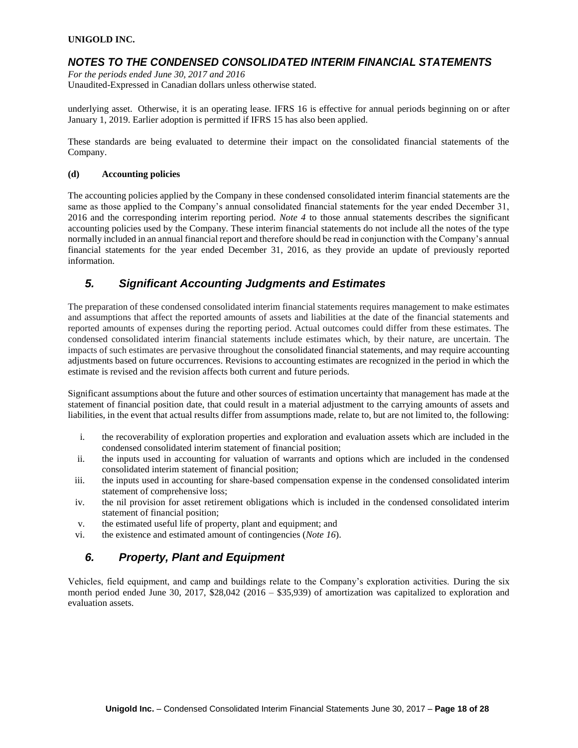underlying asset. Otherwise, it is an operating lease. IFRS 16 is effective for annual periods beginning on or after January 1, 2019. Earlier adoption is permitted if IFRS 15 has also been applied.

These standards are being evaluated to determine their impact on the consolidated financial statements of the Company.

**(d) Accounting policies**

The accounting policies applied by the Company in these condensed consolidated interim financial statements are the same as those applied to the Company's annual consolidated financial statements for the year ended December 31, 2016 and the corresponding interim reporting period. *Note 4* to those annual statements describes the significant accounting policies used by the Company. These interim financial statements do not include all the notes of the type normally included in an annual financial report and therefore should be read in conjunction with the Company's annual financial statements for the year ended December 31, 2016, as they provide an update of previously reported information.

## *5. Significant Accounting Judgments and Estimates*

The preparation of these condensed consolidated interim financial statements requires management to make estimates and assumptions that affect the reported amounts of assets and liabilities at the date of the financial statements and reported amounts of expenses during the reporting period. Actual outcomes could differ from these estimates. The condensed consolidated interim financial statements include estimates which, by their nature, are uncertain. The impacts of such estimates are pervasive throughout the consolidated financial statements, and may require accounting adjustments based on future occurrences. Revisions to accounting estimates are recognized in the period in which the estimate is revised and the revision affects both current and future periods.

Significant assumptions about the future and other sources of estimation uncertainty that management has made at the statement of financial position date, that could result in a material adjustment to the carrying amounts of assets and liabilities, in the event that actual results differ from assumptions made, relate to, but are not limited to, the following:

i. the recoverability of exploration properties and exploration and evaluation assets which are included in the condensed consolidated interim statement of financial position;
ii. the inputs used in accounting for valuation of warrants and options which are included in the condensed consolidated interim statement of financial position;
iii. the inputs used in accounting for share-based compensation expense in the condensed consolidated interim statement of comprehensive loss;
iv. the nil provision for asset retirement obligations which is included in the condensed consolidated interim statement of financial position;
v. the estimated useful life of property, plant and equipment; and
vi. the existence and estimated amount of contingencies (*Note 16*).

## *6. Property, Plant and Equipment*

Vehicles, field equipment, and camp and buildings relate to the Company's exploration activities. During the six month period ended June 30, 2017, $28,042 (2016 – $35,939) of amortization was capitalized to exploration and evaluation assets.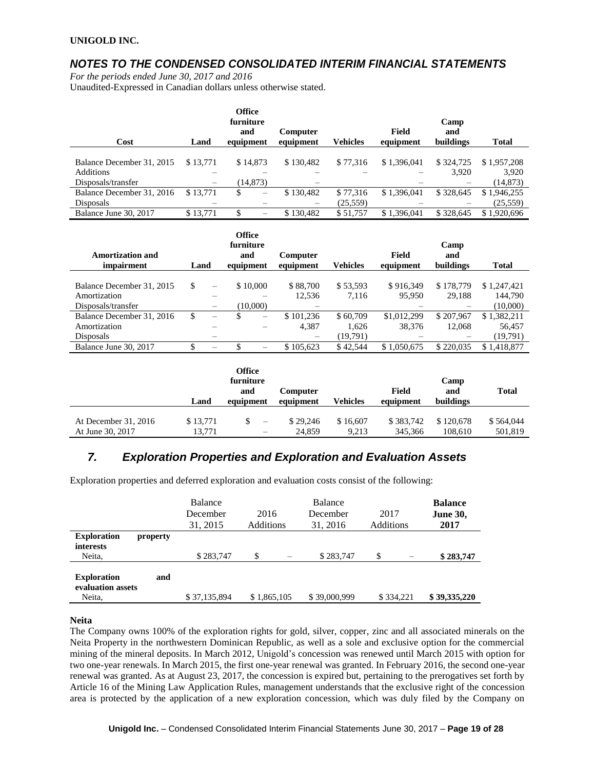| Cost | Land | Office furniture and equipment | Computer equipment | Vehicles | Field equipment | Camp and buildings | Total |
|---|---|---|---|---|---|---|---|
| Balance December 31, 2015 | $ 13,771 | $ 14,873 | $ 130,482 | $ 77,316 | $ 1,396,041 | $ 324,725 | $ 1,957,208 |
| Additions | – | – | – | – | – | 3,920 | 3,920 |
| Disposals/transfer | – | (14,873) | – | – | – | – | (14,873) |
| Balance December 31, 2016 | $ 13,771 | $ – | $ 130,482 | $ 77,316 | $ 1,396,041 | $ 328,645 | $ 1,946,255 |
| Disposals | – | – | – | (25,559) | – | – | (25,559) |
| Balance June 30, 2017 | $ 13,771 | $ – | $ 130,482 | $ 51,757 | $ 1,396,041 | $ 328,645 | $ 1,920,696 |

| Amortization and impairment | Land | Office furniture and equipment | Computer equipment | Vehicles | Field equipment | Camp and buildings | Total |
|---|---|---|---|---|---|---|---|
| Balance December 31, 2015 | $ – | $ 10,000 | $ 88,700 | $ 53,593 | $ 916,349 | $ 178,779 | $ 1,247,421 |
| Amortization | – | – | 12,536 | 7,116 | 95,950 | 29,188 | 144,790 |
| Disposals/transfer | – | (10,000) | – | – | – | – | (10,000) |
| Balance December 31, 2016 | $ – | $ – | $ 101,236 | $ 60,709 | $1,012,299 | $ 207,967 | $ 1,382,211 |
| Amortization | – | – | 4,387 | 1,626 | 38,376 | 12,068 | 56,457 |
| Disposals | – | | – | (19,791) | – | – | (19,791) |
| Balance June 30, 2017 | $ – | $ – | $ 105,623 | $ 42,544 | $ 1,050,675 | $ 220,035 | $ 1,418,877 |

| | Land | Office furniture and equipment | Computer equipment | Vehicles | Field equipment | Camp and buildings | Total |
|---|---|---|---|---|---|---|---|
| At December 31, 2016 | $ 13,771 | $ – | $ 29,246 | $ 16,607 | $ 383,742 | $ 120,678 | $ 564,044 |
| At June 30, 2017 | 13,771 | – | 24,859 | 9,213 | 345,366 | 108,610 | 501,819 |

## 7. Exploration Properties and Exploration and Evaluation Assets

Exploration properties and deferred exploration and evaluation costs consist of the following:

| | Balance December 31, 2015 | 2016 Additions | Balance December 31, 2016 | 2017 Additions | **Balance June 30, 2017** |
|---|---|---|---|---|---|
| **Exploration property interests** | | | | | |
| Neita, | $ 283,747 | $ – | $ 283,747 | $ – | **$ 283,747** |
| **Exploration and evaluation assets** | | | | | |
| Neita, | $ 37,135,894 | $ 1,865,105 | $ 39,000,999 | $ 334,221 | **$ 39,335,220** |

**Neita**

The Company owns 100% of the exploration rights for gold, silver, copper, zinc and all associated minerals on the Neita Property in the northwestern Dominican Republic, as well as a sole and exclusive option for the commercial mining of the mineral deposits. In March 2012, Unigold's concession was renewed until March 2015 with option for two one-year renewals. In March 2015, the first one-year renewal was granted. In February 2016, the second one-year renewal was granted. As at August 23, 2017, the concession is expired but, pertaining to the prerogatives set forth by Article 16 of the Mining Law Application Rules, management understands that the exclusive right of the concession area is protected by the application of a new exploration concession, which was duly filed by the Company on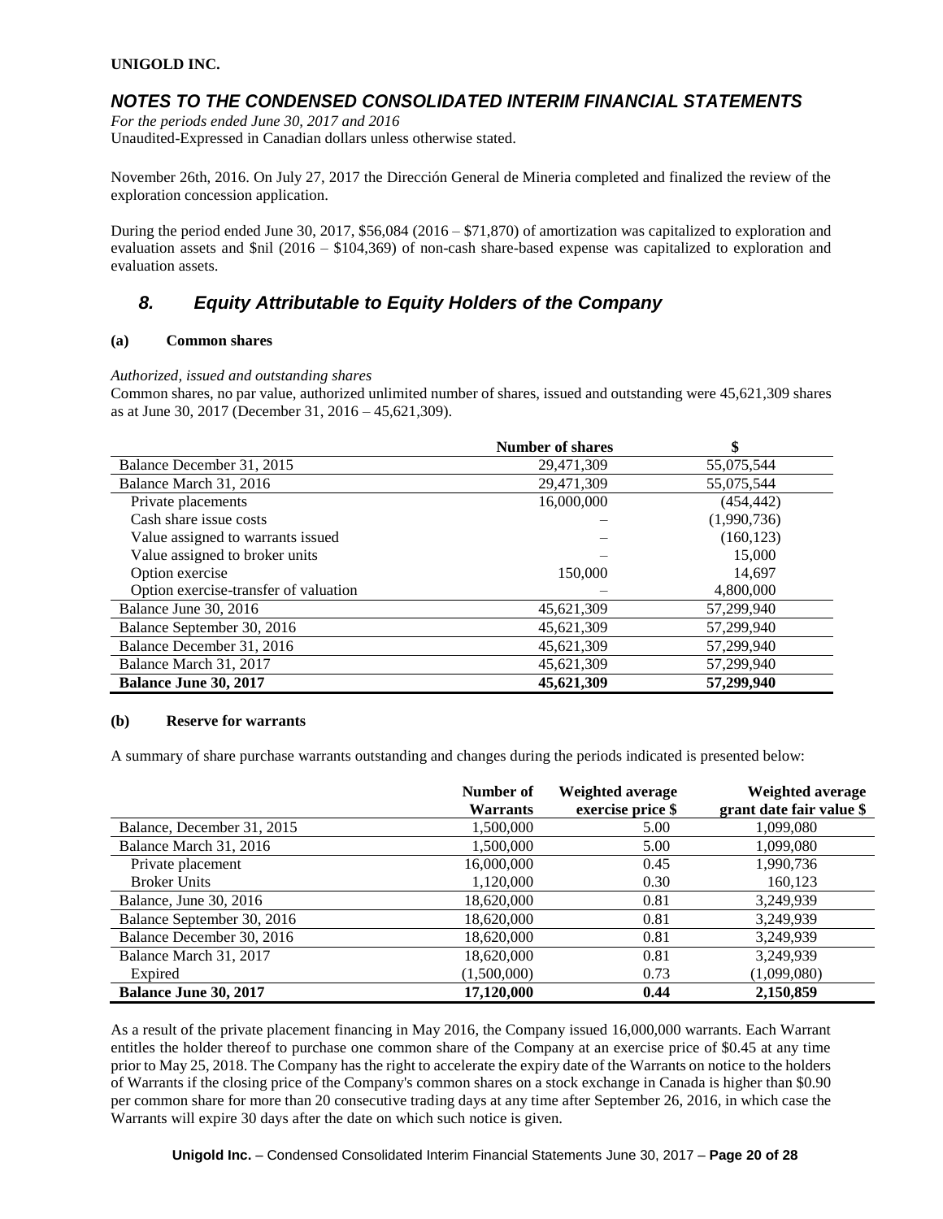**UNIGOLD INC.**

## *NOTES TO THE CONDENSED CONSOLIDATED INTERIM FINANCIAL STATEMENTS*

*For the periods ended June 30, 2017 and 2016*
Unaudited-Expressed in Canadian dollars unless otherwise stated.

November 26th, 2016. On July 27, 2017 the Dirección General de Mineria completed and finalized the review of the exploration concession application.

During the period ended June 30, 2017, $56,084 (2016 – $71,870) of amortization was capitalized to exploration and evaluation assets and $nil (2016 – $104,369) of non-cash share-based expense was capitalized to exploration and evaluation assets.

## *8. Equity Attributable to Equity Holders of the Company*

**(a) Common shares**

*Authorized, issued and outstanding shares*
Common shares, no par value, authorized unlimited number of shares, issued and outstanding were 45,621,309 shares as at June 30, 2017 (December 31, 2016 – 45,621,309).

| | Number of shares | $ |
|---|---|---|
| Balance December 31, 2015 | 29,471,309 | 55,075,544 |
| Balance March 31, 2016 | 29,471,309 | 55,075,544 |
| Private placements | 16,000,000 | (454,442) |
| Cash share issue costs | – | (1,990,736) |
| Value assigned to warrants issued | – | (160,123) |
| Value assigned to broker units | – | 15,000 |
| Option exercise | 150,000 | 14,697 |
| Option exercise-transfer of valuation | – | 4,800,000 |
| Balance June 30, 2016 | 45,621,309 | 57,299,940 |
| Balance September 30, 2016 | 45,621,309 | 57,299,940 |
| Balance December 31, 2016 | 45,621,309 | 57,299,940 |
| Balance March 31, 2017 | 45,621,309 | 57,299,940 |
| **Balance June 30, 2017** | **45,621,309** | **57,299,940** |

**(b) Reserve for warrants**

A summary of share purchase warrants outstanding and changes during the periods indicated is presented below:

| | Number of Warrants | Weighted average exercise price $ | Weighted average grant date fair value $ |
|---|---|---|---|
| Balance, December 31, 2015 | 1,500,000 | 5.00 | 1,099,080 |
| Balance March 31, 2016 | 1,500,000 | 5.00 | 1,099,080 |
| Private placement | 16,000,000 | 0.45 | 1,990,736 |
| Broker Units | 1,120,000 | 0.30 | 160,123 |
| Balance, June 30, 2016 | 18,620,000 | 0.81 | 3,249,939 |
| Balance September 30, 2016 | 18,620,000 | 0.81 | 3,249,939 |
| Balance December 30, 2016 | 18,620,000 | 0.81 | 3,249,939 |
| Balance March 31, 2017 | 18,620,000 | 0.81 | 3,249,939 |
| Expired | (1,500,000) | 0.73 | (1,099,080) |
| **Balance June 30, 2017** | **17,120,000** | **0.44** | **2,150,859** |

As a result of the private placement financing in May 2016, the Company issued 16,000,000 warrants. Each Warrant entitles the holder thereof to purchase one common share of the Company at an exercise price of $0.45 at any time prior to May 25, 2018. The Company has the right to accelerate the expiry date of the Warrants on notice to the holders of Warrants if the closing price of the Company's common shares on a stock exchange in Canada is higher than $0.90 per common share for more than 20 consecutive trading days at any time after September 26, 2016, in which case the Warrants will expire 30 days after the date on which such notice is given.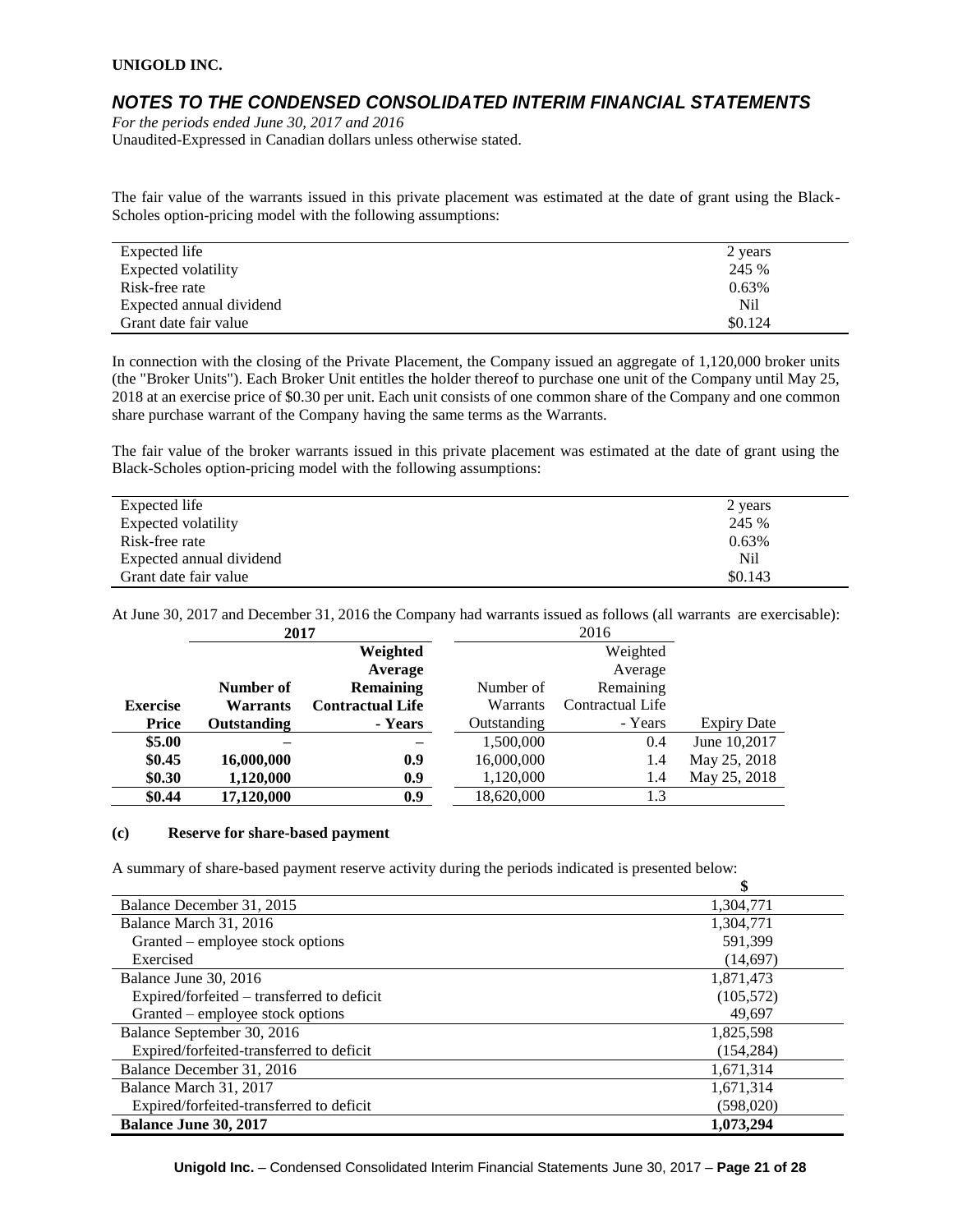The fair value of the warrants issued in this private placement was estimated at the date of grant using the Black-Scholes option-pricing model with the following assumptions:

| | |
|---|---|
| Expected life | 2 years |
| Expected volatility | 245 % |
| Risk-free rate | 0.63% |
| Expected annual dividend | Nil |
| Grant date fair value | $0.124 |

In connection with the closing of the Private Placement, the Company issued an aggregate of 1,120,000 broker units (the "Broker Units"). Each Broker Unit entitles the holder thereof to purchase one unit of the Company until May 25, 2018 at an exercise price of $0.30 per unit. Each unit consists of one common share of the Company and one common share purchase warrant of the Company having the same terms as the Warrants.

The fair value of the broker warrants issued in this private placement was estimated at the date of grant using the Black-Scholes option-pricing model with the following assumptions:

| | |
|---|---|
| Expected life | 2 years |
| Expected volatility | 245 % |
| Risk-free rate | 0.63% |
| Expected annual dividend | Nil |
| Grant date fair value | $0.143 |

At June 30, 2017 and December 31, 2016 the Company had warrants issued as follows (all warrants are exercisable):

| | 2017 | | 2016 | | |
|---|---|---|---|---|---|
| **Exercise Price** | **Number of Warrants Outstanding** | **Weighted Average Remaining Contractual Life - Years** | Number of Warrants Outstanding | Weighted Average Remaining Contractual Life - Years | Expiry Date |
| **$5.00** | – | – | 1,500,000 | 0.4 | June 10,2017 |
| **$0.45** | **16,000,000** | **0.9** | 16,000,000 | 1.4 | May 25, 2018 |
| **$0.30** | **1,120,000** | **0.9** | 1,120,000 | 1.4 | May 25, 2018 |
| **$0.44** | **17,120,000** | **0.9** | 18,620,000 | 1.3 | |

**(c) Reserve for share-based payment**

A summary of share-based payment reserve activity during the periods indicated is presented below:

| | $ |
|---|---|
| Balance December 31, 2015 | 1,304,771 |
| Balance March 31, 2016 | 1,304,771 |
| Granted – employee stock options | 591,399 |
| Exercised | (14,697) |
| Balance June 30, 2016 | 1,871,473 |
| Expired/forfeited – transferred to deficit | (105,572) |
| Granted – employee stock options | 49,697 |
| Balance September 30, 2016 | 1,825,598 |
| Expired/forfeited-transferred to deficit | (154,284) |
| Balance December 31, 2016 | 1,671,314 |
| Balance March 31, 2017 | 1,671,314 |
| Expired/forfeited-transferred to deficit | (598,020) |
| **Balance June 30, 2017** | **1,073,294** |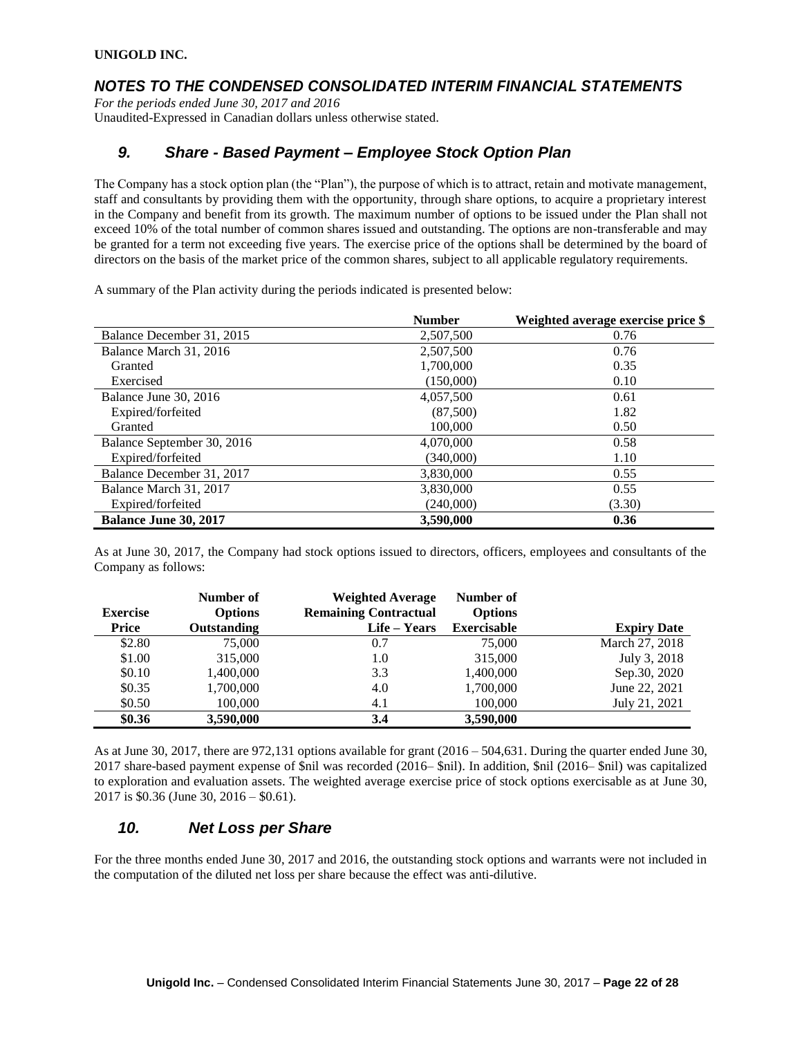**UNIGOLD INC.**

## *NOTES TO THE CONDENSED CONSOLIDATED INTERIM FINANCIAL STATEMENTS*

*For the periods ended June 30, 2017 and 2016*
Unaudited-Expressed in Canadian dollars unless otherwise stated.

### *9. Share - Based Payment – Employee Stock Option Plan*

The Company has a stock option plan (the "Plan"), the purpose of which is to attract, retain and motivate management, staff and consultants by providing them with the opportunity, through share options, to acquire a proprietary interest in the Company and benefit from its growth. The maximum number of options to be issued under the Plan shall not exceed 10% of the total number of common shares issued and outstanding. The options are non-transferable and may be granted for a term not exceeding five years. The exercise price of the options shall be determined by the board of directors on the basis of the market price of the common shares, subject to all applicable regulatory requirements.

A summary of the Plan activity during the periods indicated is presented below:

| | Number | Weighted average exercise price $ |
|---|---|---|
| Balance December 31, 2015 | 2,507,500 | 0.76 |
| Balance March 31, 2016 | 2,507,500 | 0.76 |
| Granted | 1,700,000 | 0.35 |
| Exercised | (150,000) | 0.10 |
| Balance June 30, 2016 | 4,057,500 | 0.61 |
| Expired/forfeited | (87,500) | 1.82 |
| Granted | 100,000 | 0.50 |
| Balance September 30, 2016 | 4,070,000 | 0.58 |
| Expired/forfeited | (340,000) | 1.10 |
| Balance December 31, 2017 | 3,830,000 | 0.55 |
| Balance March 31, 2017 | 3,830,000 | 0.55 |
| Expired/forfeited | (240,000) | (3.30) |
| **Balance June 30, 2017** | **3,590,000** | **0.36** |

As at June 30, 2017, the Company had stock options issued to directors, officers, employees and consultants of the Company as follows:

| Exercise Price | Number of Options Outstanding | Weighted Average Remaining Contractual Life – Years | Number of Options Exercisable | Expiry Date |
|---|---|---|---|---|
| $2.80 | 75,000 | 0.7 | 75,000 | March 27, 2018 |
| $1.00 | 315,000 | 1.0 | 315,000 | July 3, 2018 |
| $0.10 | 1,400,000 | 3.3 | 1,400,000 | Sep.30, 2020 |
| $0.35 | 1,700,000 | 4.0 | 1,700,000 | June 22, 2021 |
| $0.50 | 100,000 | 4.1 | 100,000 | July 21, 2021 |
| **$0.36** | **3,590,000** | **3.4** | **3,590,000** | |

As at June 30, 2017, there are 972,131 options available for grant (2016 – 504,631. During the quarter ended June 30, 2017 share-based payment expense of $nil was recorded (2016– $nil). In addition, $nil (2016– $nil) was capitalized to exploration and evaluation assets. The weighted average exercise price of stock options exercisable as at June 30, 2017 is $0.36 (June 30, 2016 – $0.61).

### *10. Net Loss per Share*

For the three months ended June 30, 2017 and 2016, the outstanding stock options and warrants were not included in the computation of the diluted net loss per share because the effect was anti-dilutive.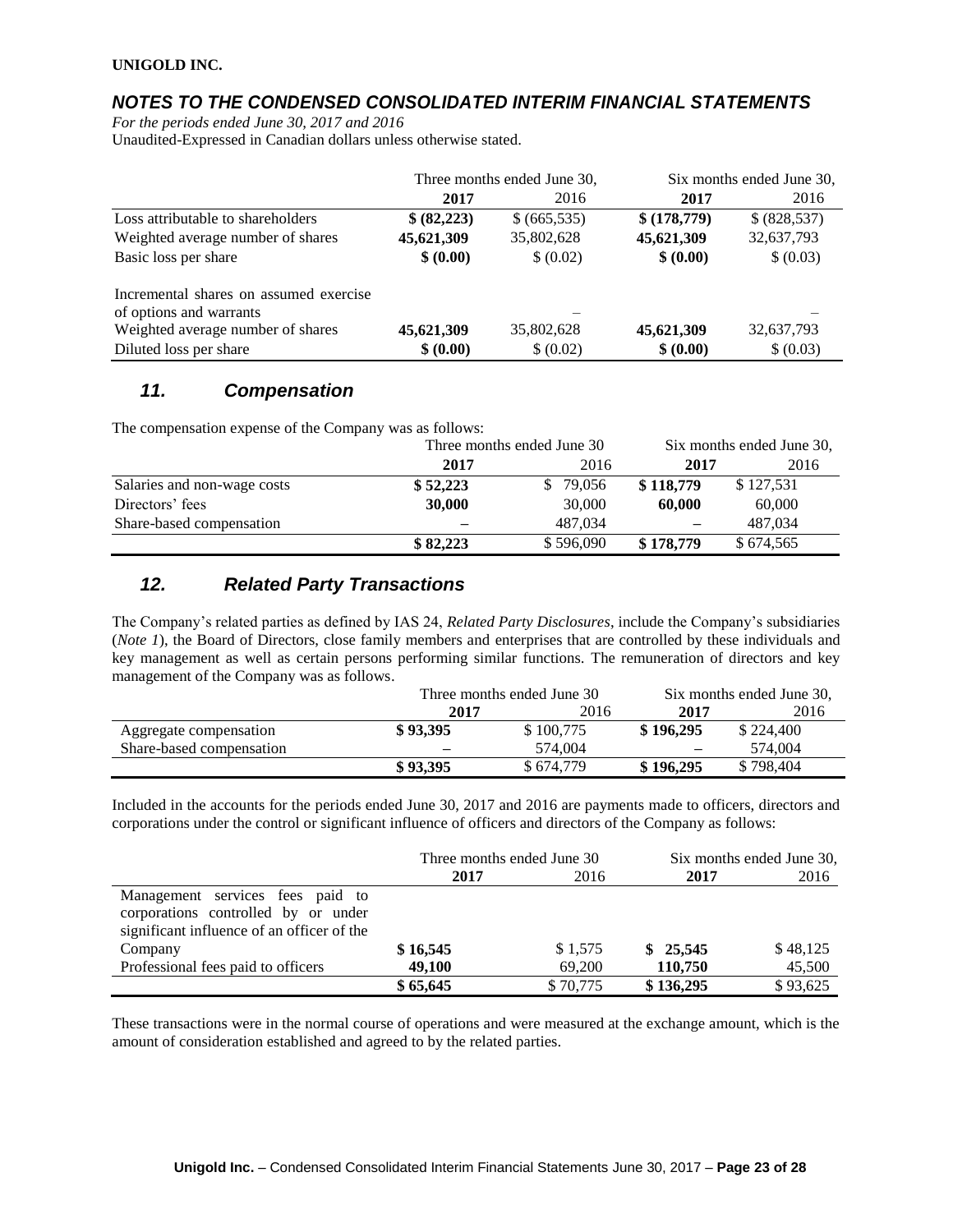**UNIGOLD INC.**

## *NOTES TO THE CONDENSED CONSOLIDATED INTERIM FINANCIAL STATEMENTS*

*For the periods ended June 30, 2017 and 2016*
Unaudited-Expressed in Canadian dollars unless otherwise stated.

| | Three months ended June 30, | | Six months ended June 30, | |
|---|---|---|---|---|
| | **2017** | 2016 | **2017** | 2016 |
| Loss attributable to shareholders | **$ (82,223)** | $ (665,535) | **$ (178,779)** | $ (828,537) |
| Weighted average number of shares | **45,621,309** | 35,802,628 | **45,621,309** | 32,637,793 |
| Basic loss per share | **$ (0.00)** | $ (0.02) | **$ (0.00)** | $ (0.03) |
| Incremental shares on assumed exercise of options and warrants | | – | | – |
| Weighted average number of shares | **45,621,309** | 35,802,628 | **45,621,309** | 32,637,793 |
| Diluted loss per share | **$ (0.00)** | $ (0.02) | **$ (0.00)** | $ (0.03) |

## *11. Compensation*

The compensation expense of the Company was as follows:

| | Three months ended June 30 | | Six months ended June 30, | |
|---|---|---|---|---|
| | **2017** | 2016 | **2017** | 2016 |
| Salaries and non-wage costs | **$ 52,223** | $ 79,056 | **$ 118,779** | $ 127,531 |
| Directors' fees | **30,000** | 30,000 | **60,000** | 60,000 |
| Share-based compensation | **–** | 487,034 | **–** | 487,034 |
| | **$ 82,223** | $ 596,090 | **$ 178,779** | $ 674,565 |

## *12. Related Party Transactions*

The Company's related parties as defined by IAS 24, *Related Party Disclosures*, include the Company's subsidiaries (*Note 1*), the Board of Directors, close family members and enterprises that are controlled by these individuals and key management as well as certain persons performing similar functions. The remuneration of directors and key management of the Company was as follows.

| | Three months ended June 30 | | Six months ended June 30, | |
|---|---|---|---|---|
| | **2017** | 2016 | **2017** | 2016 |
| Aggregate compensation | **$ 93,395** | $ 100,775 | **$ 196,295** | $ 224,400 |
| Share-based compensation | **–** | 574,004 | **–** | 574,004 |
| | **$ 93,395** | $ 674,779 | **$ 196,295** | $ 798,404 |

Included in the accounts for the periods ended June 30, 2017 and 2016 are payments made to officers, directors and corporations under the control or significant influence of officers and directors of the Company as follows:

| | Three months ended June 30 | | Six months ended June 30, | |
|---|---|---|---|---|
| | **2017** | 2016 | **2017** | 2016 |
| Management services fees paid to corporations controlled by or under significant influence of an officer of the Company | **$ 16,545** | $ 1,575 | **$ 25,545** | $ 48,125 |
| Professional fees paid to officers | **49,100** | 69,200 | **110,750** | 45,500 |
| | **$ 65,645** | $ 70,775 | **$ 136,295** | $ 93,625 |

These transactions were in the normal course of operations and were measured at the exchange amount, which is the amount of consideration established and agreed to by the related parties.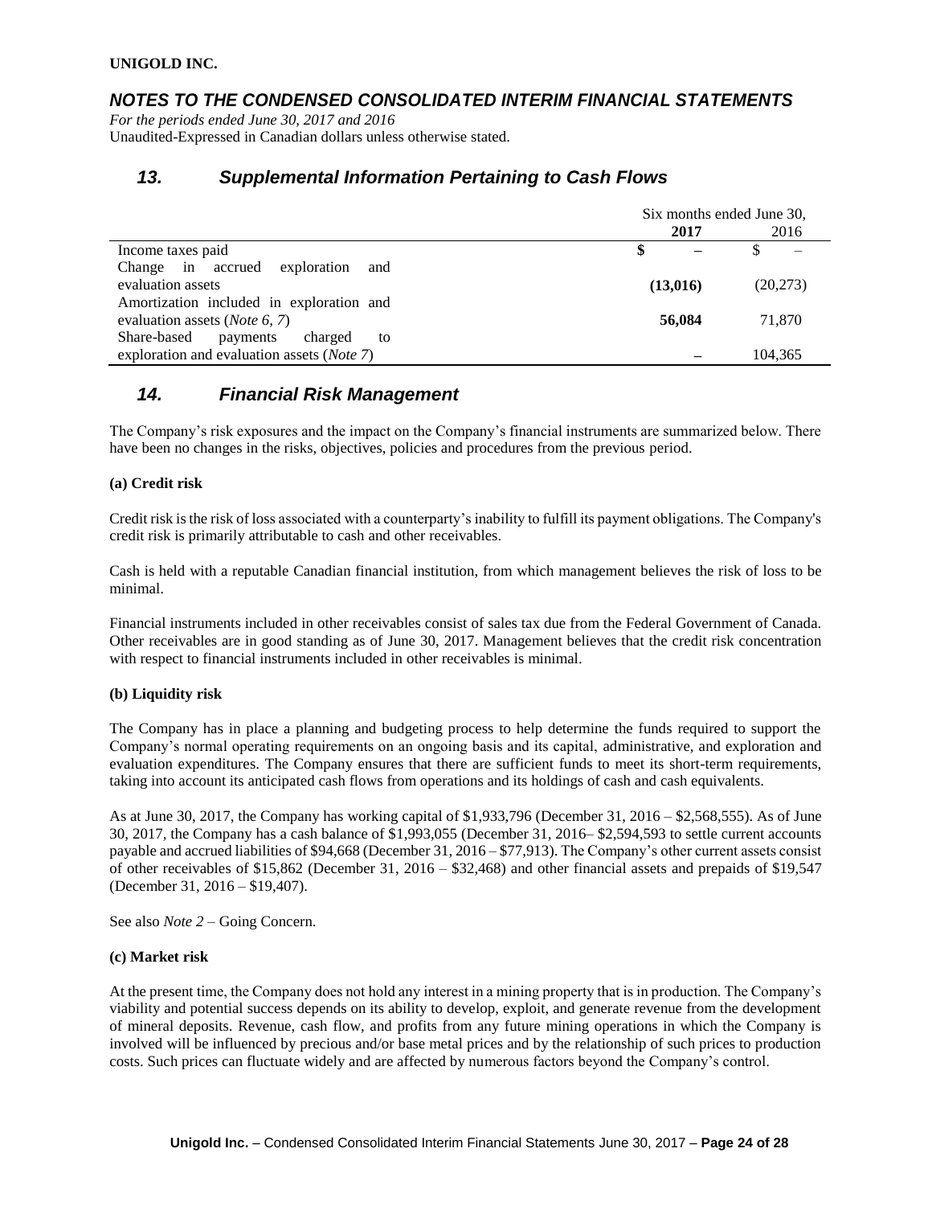**UNIGOLD INC.**

## *NOTES TO THE CONDENSED CONSOLIDATED INTERIM FINANCIAL STATEMENTS*

*For the periods ended June 30, 2017 and 2016*
Unaudited-Expressed in Canadian dollars unless otherwise stated.

## *13. Supplemental Information Pertaining to Cash Flows*

| | Six months ended June 30, | |
|---|---|---|
| | **2017** | 2016 |
| Income taxes paid | **$ –** | $ – |
| Change in accrued exploration and evaluation assets | **(13,016)** | (20,273) |
| Amortization included in exploration and evaluation assets (*Note 6, 7*) | **56,084** | 71,870 |
| Share-based payments charged to exploration and evaluation assets (*Note 7*) | **–** | 104,365 |

## *14. Financial Risk Management*

The Company's risk exposures and the impact on the Company's financial instruments are summarized below. There have been no changes in the risks, objectives, policies and procedures from the previous period.

**(a) Credit risk**

Credit risk is the risk of loss associated with a counterparty's inability to fulfill its payment obligations. The Company's credit risk is primarily attributable to cash and other receivables.

Cash is held with a reputable Canadian financial institution, from which management believes the risk of loss to be minimal.

Financial instruments included in other receivables consist of sales tax due from the Federal Government of Canada. Other receivables are in good standing as of June 30, 2017. Management believes that the credit risk concentration with respect to financial instruments included in other receivables is minimal.

**(b) Liquidity risk**

The Company has in place a planning and budgeting process to help determine the funds required to support the Company's normal operating requirements on an ongoing basis and its capital, administrative, and exploration and evaluation expenditures. The Company ensures that there are sufficient funds to meet its short-term requirements, taking into account its anticipated cash flows from operations and its holdings of cash and cash equivalents.

As at June 30, 2017, the Company has working capital of $1,933,796 (December 31, 2016 – $2,568,555). As of June 30, 2017, the Company has a cash balance of $1,993,055 (December 31, 2016– $2,594,593 to settle current accounts payable and accrued liabilities of $94,668 (December 31, 2016 – $77,913). The Company's other current assets consist of other receivables of $15,862 (December 31, 2016 – $32,468) and other financial assets and prepaids of $19,547 (December 31, 2016 – $19,407).

See also *Note 2* – Going Concern.

**(c) Market risk**

At the present time, the Company does not hold any interest in a mining property that is in production. The Company's viability and potential success depends on its ability to develop, exploit, and generate revenue from the development of mineral deposits. Revenue, cash flow, and profits from any future mining operations in which the Company is involved will be influenced by precious and/or base metal prices and by the relationship of such prices to production costs. Such prices can fluctuate widely and are affected by numerous factors beyond the Company's control.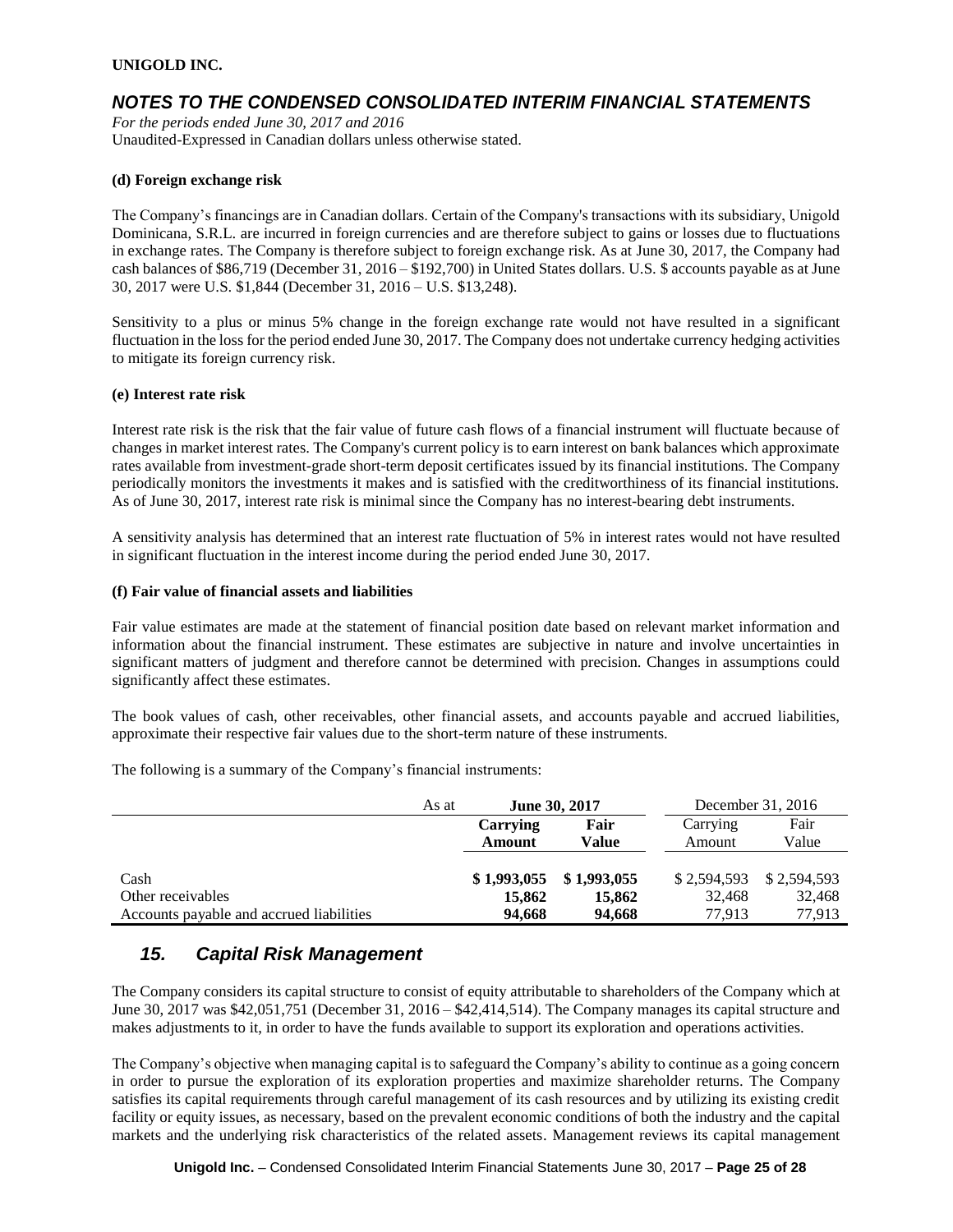### (d) Foreign exchange risk

The Company's financings are in Canadian dollars. Certain of the Company's transactions with its subsidiary, Unigold Dominicana, S.R.L. are incurred in foreign currencies and are therefore subject to gains or losses due to fluctuations in exchange rates. The Company is therefore subject to foreign exchange risk. As at June 30, 2017, the Company had cash balances of $86,719 (December 31, 2016 – $192,700) in United States dollars. U.S. $ accounts payable as at June 30, 2017 were U.S. $1,844 (December 31, 2016 – U.S. $13,248).

Sensitivity to a plus or minus 5% change in the foreign exchange rate would not have resulted in a significant fluctuation in the loss for the period ended June 30, 2017. The Company does not undertake currency hedging activities to mitigate its foreign currency risk.

### (e) Interest rate risk

Interest rate risk is the risk that the fair value of future cash flows of a financial instrument will fluctuate because of changes in market interest rates. The Company's current policy is to earn interest on bank balances which approximate rates available from investment-grade short-term deposit certificates issued by its financial institutions. The Company periodically monitors the investments it makes and is satisfied with the creditworthiness of its financial institutions. As of June 30, 2017, interest rate risk is minimal since the Company has no interest-bearing debt instruments.

A sensitivity analysis has determined that an interest rate fluctuation of 5% in interest rates would not have resulted in significant fluctuation in the interest income during the period ended June 30, 2017.

### (f) Fair value of financial assets and liabilities

Fair value estimates are made at the statement of financial position date based on relevant market information and information about the financial instrument. These estimates are subjective in nature and involve uncertainties in significant matters of judgment and therefore cannot be determined with precision. Changes in assumptions could significantly affect these estimates.

The book values of cash, other receivables, other financial assets, and accounts payable and accrued liabilities, approximate their respective fair values due to the short-term nature of these instruments.

The following is a summary of the Company's financial instruments:

| As at | **June 30, 2017** | | December 31, 2016 | |
|---|---|---|---|---|
| | **Carrying Amount** | **Fair Value** | Carrying Amount | Fair Value |
| Cash | **$ 1,993,055** | **$ 1,993,055** | $ 2,594,593 | $ 2,594,593 |
| Other receivables | **15,862** | **15,862** | 32,468 | 32,468 |
| Accounts payable and accrued liabilities | **94,668** | **94,668** | 77,913 | 77,913 |

## *15. Capital Risk Management*

The Company considers its capital structure to consist of equity attributable to shareholders of the Company which at June 30, 2017 was $42,051,751 (December 31, 2016 – $42,414,514). The Company manages its capital structure and makes adjustments to it, in order to have the funds available to support its exploration and operations activities.

The Company's objective when managing capital is to safeguard the Company's ability to continue as a going concern in order to pursue the exploration of its exploration properties and maximize shareholder returns. The Company satisfies its capital requirements through careful management of its cash resources and by utilizing its existing credit facility or equity issues, as necessary, based on the prevalent economic conditions of both the industry and the capital markets and the underlying risk characteristics of the related assets. Management reviews its capital management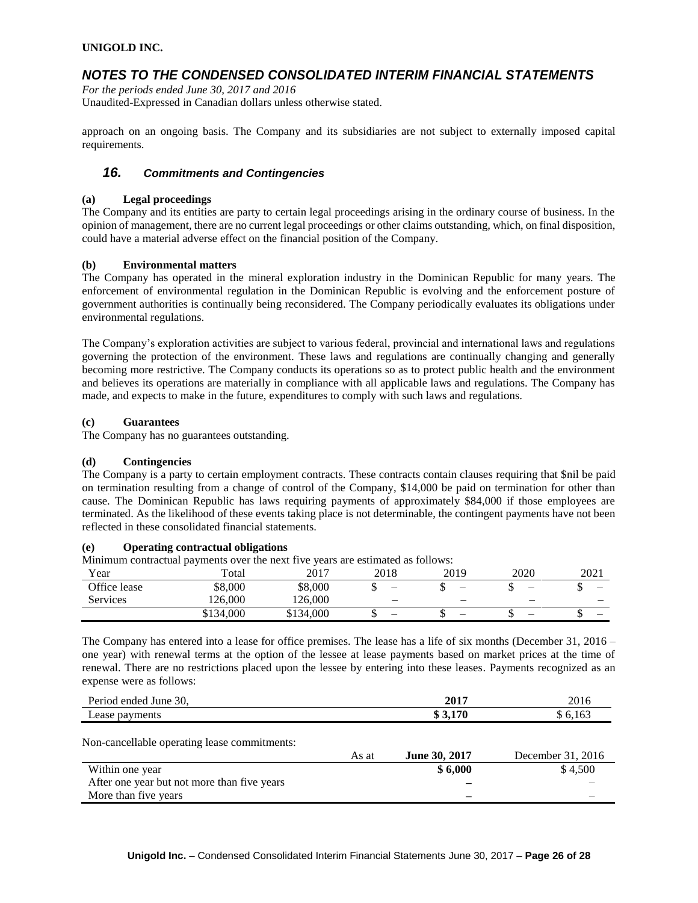approach on an ongoing basis. The Company and its subsidiaries are not subject to externally imposed capital requirements.

## 16. *Commitments and Contingencies*

**(a) Legal proceedings**

The Company and its entities are party to certain legal proceedings arising in the ordinary course of business. In the opinion of management, there are no current legal proceedings or other claims outstanding, which, on final disposition, could have a material adverse effect on the financial position of the Company.

**(b) Environmental matters**

The Company has operated in the mineral exploration industry in the Dominican Republic for many years. The enforcement of environmental regulation in the Dominican Republic is evolving and the enforcement posture of government authorities is continually being reconsidered. The Company periodically evaluates its obligations under environmental regulations.

The Company's exploration activities are subject to various federal, provincial and international laws and regulations governing the protection of the environment. These laws and regulations are continually changing and generally becoming more restrictive. The Company conducts its operations so as to protect public health and the environment and believes its operations are materially in compliance with all applicable laws and regulations. The Company has made, and expects to make in the future, expenditures to comply with such laws and regulations.

**(c) Guarantees**

The Company has no guarantees outstanding.

**(d) Contingencies**

The Company is a party to certain employment contracts. These contracts contain clauses requiring that $nil be paid on termination resulting from a change of control of the Company, $14,000 be paid on termination for other than cause. The Dominican Republic has laws requiring payments of approximately $84,000 if those employees are terminated. As the likelihood of these events taking place is not determinable, the contingent payments have not been reflected in these consolidated financial statements.

**(e) Operating contractual obligations**

Minimum contractual payments over the next five years are estimated as follows:

| Year | Total | 2017 | 2018 | 2019 | 2020 | 2021 |
|---|---|---|---|---|---|---|
| Office lease | $8,000 | $8,000 | $ – | $ – | $ – | $ – |
| Services | 126,000 | 126,000 | – | – | – | – |
| | $134,000 | $134,000 | $ – | $ – | $ – | $ – |

The Company has entered into a lease for office premises. The lease has a life of six months (December 31, 2016 – one year) with renewal terms at the option of the lessee at lease payments based on market prices at the time of renewal. There are no restrictions placed upon the lessee by entering into these leases. Payments recognized as an expense were as follows:

| Period ended June 30, | **2017** | 2016 |
|---|---|---|
| Lease payments | **$ 3,170** | $ 6,163 |

Non-cancellable operating lease commitments:

| As at | **June 30, 2017** | December 31, 2016 |
|---|---|---|
| Within one year | **$ 6,000** | $ 4,500 |
| After one year but not more than five years | **–** | – |
| More than five years | **–** | – |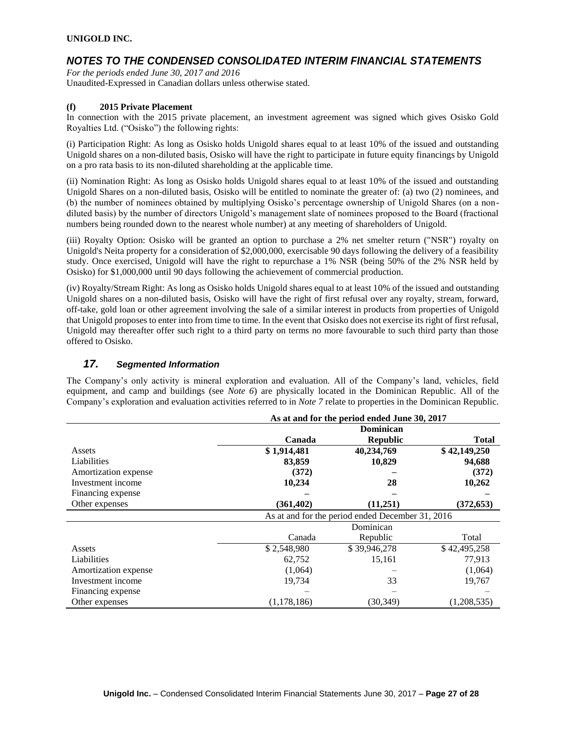**(f) 2015 Private Placement**

In connection with the 2015 private placement, an investment agreement was signed which gives Osisko Gold Royalties Ltd. ("Osisko") the following rights:

(i) Participation Right: As long as Osisko holds Unigold shares equal to at least 10% of the issued and outstanding Unigold shares on a non-diluted basis, Osisko will have the right to participate in future equity financings by Unigold on a pro rata basis to its non-diluted shareholding at the applicable time.

(ii) Nomination Right: As long as Osisko holds Unigold shares equal to at least 10% of the issued and outstanding Unigold Shares on a non-diluted basis, Osisko will be entitled to nominate the greater of: (a) two (2) nominees, and (b) the number of nominees obtained by multiplying Osisko's percentage ownership of Unigold Shares (on a non-diluted basis) by the number of directors Unigold's management slate of nominees proposed to the Board (fractional numbers being rounded down to the nearest whole number) at any meeting of shareholders of Unigold.

(iii) Royalty Option: Osisko will be granted an option to purchase a 2% net smelter return ("NSR") royalty on Unigold's Neita property for a consideration of $2,000,000, exercisable 90 days following the delivery of a feasibility study. Once exercised, Unigold will have the right to repurchase a 1% NSR (being 50% of the 2% NSR held by Osisko) for $1,000,000 until 90 days following the achievement of commercial production.

(iv) Royalty/Stream Right: As long as Osisko holds Unigold shares equal to at least 10% of the issued and outstanding Unigold shares on a non-diluted basis, Osisko will have the right of first refusal over any royalty, stream, forward, off-take, gold loan or other agreement involving the sale of a similar interest in products from properties of Unigold that Unigold proposes to enter into from time to time. In the event that Osisko does not exercise its right of first refusal, Unigold may thereafter offer such right to a third party on terms no more favourable to such third party than those offered to Osisko.

## *17. Segmented Information*

The Company's only activity is mineral exploration and evaluation. All of the Company's land, vehicles, field equipment, and camp and buildings (see *Note 6*) are physically located in the Dominican Republic. All of the Company's exploration and evaluation activities referred to in *Note 7* relate to properties in the Dominican Republic.

| | **As at and for the period ended June 30, 2017** | | |
|---|---|---|---|
| | **Canada** | **Dominican Republic** | **Total** |
| Assets | **$ 1,914,481** | **40,234,769** | **$ 42,149,250** |
| Liabilities | **83,859** | **10,829** | **94,688** |
| Amortization expense | **(372)** | **–** | **(372)** |
| Investment income | **10,234** | **28** | **10,262** |
| Financing expense | **–** | **–** | **–** |
| Other expenses | **(361,402)** | **(11,251)** | **(372,653)** |
| | As at and for the period ended December 31, 2016 | | |
| | Canada | Dominican Republic | Total |
| Assets | $ 2,548,980 | $ 39,946,278 | $ 42,495,258 |
| Liabilities | 62,752 | 15,161 | 77,913 |
| Amortization expense | (1,064) | – | (1,064) |
| Investment income | 19,734 | 33 | 19,767 |
| Financing expense | – | – | – |
| Other expenses | (1,178,186) | (30,349) | (1,208,535) |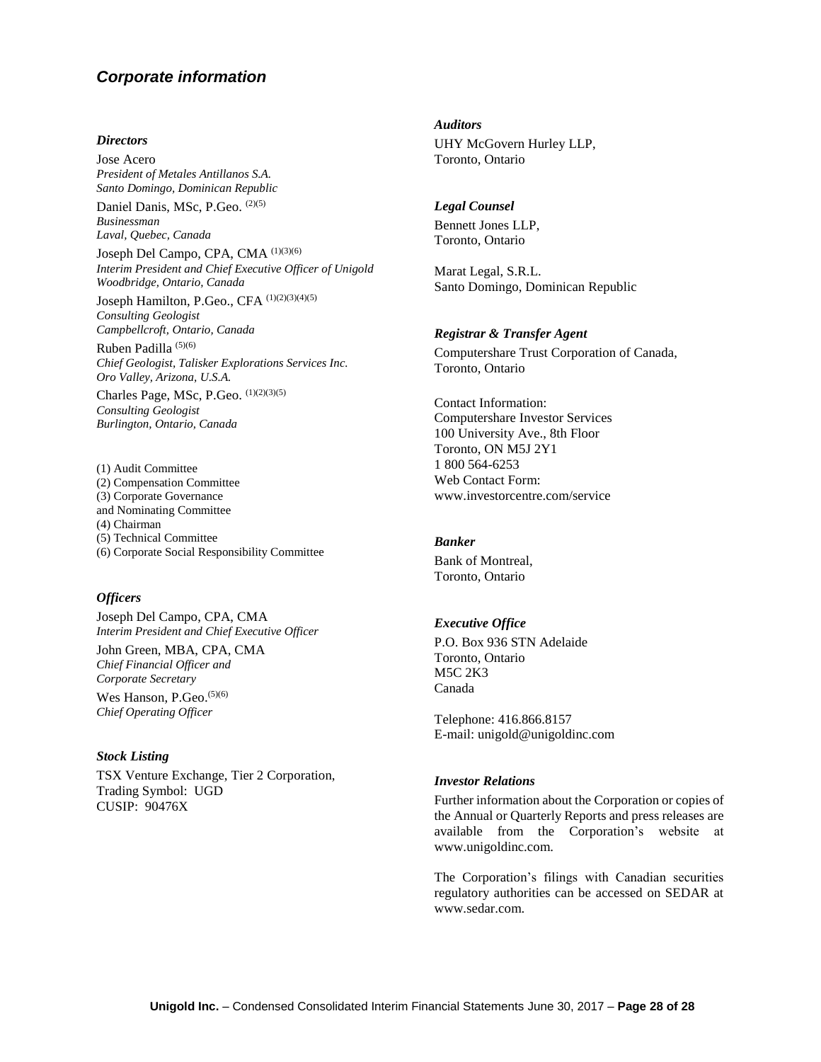## *Corporate information*

### *Directors*

Jose Acero
*President of Metales Antillanos S.A.*
*Santo Domingo, Dominican Republic*

Daniel Danis, MSc, P.Geo. (2)(5)
*Businessman*
*Laval, Quebec, Canada*

Joseph Del Campo, CPA, CMA (1)(3)(6)
*Interim President and Chief Executive Officer of Unigold*
*Woodbridge, Ontario, Canada*

Joseph Hamilton, P.Geo., CFA (1)(2)(3)(4)(5)
*Consulting Geologist*
*Campbellcroft, Ontario, Canada*

Ruben Padilla (5)(6)
*Chief Geologist, Talisker Explorations Services Inc.*
*Oro Valley, Arizona, U.S.A.*

Charles Page, MSc, P.Geo. (1)(2)(3)(5)
*Consulting Geologist*
*Burlington, Ontario, Canada*

(1) Audit Committee
(2) Compensation Committee
(3) Corporate Governance and Nominating Committee
(4) Chairman
(5) Technical Committee
(6) Corporate Social Responsibility Committee

### *Officers*

Joseph Del Campo, CPA, CMA
*Interim President and Chief Executive Officer*

John Green, MBA, CPA, CMA
*Chief Financial Officer and Corporate Secretary*

Wes Hanson, P.Geo.(5)(6)
*Chief Operating Officer*

### *Stock Listing*

TSX Venture Exchange, Tier 2 Corporation,
Trading Symbol: UGD
CUSIP: 90476X

### *Auditors*

UHY McGovern Hurley LLP,
Toronto, Ontario

### *Legal Counsel*

Bennett Jones LLP,
Toronto, Ontario

Marat Legal, S.R.L.
Santo Domingo, Dominican Republic

### *Registrar & Transfer Agent*

Computershare Trust Corporation of Canada,
Toronto, Ontario

Contact Information:
Computershare Investor Services
100 University Ave., 8th Floor
Toronto, ON M5J 2Y1
1 800 564-6253
Web Contact Form:
www.investorcentre.com/service

### *Banker*

Bank of Montreal,
Toronto, Ontario

### *Executive Office*

P.O. Box 936 STN Adelaide
Toronto, Ontario
M5C 2K3
Canada

Telephone: 416.866.8157
E-mail: unigold@unigoldinc.com

### *Investor Relations*

Further information about the Corporation or copies of the Annual or Quarterly Reports and press releases are available from the Corporation's website at www.unigoldinc.com.

The Corporation's filings with Canadian securities regulatory authorities can be accessed on SEDAR at www.sedar.com.